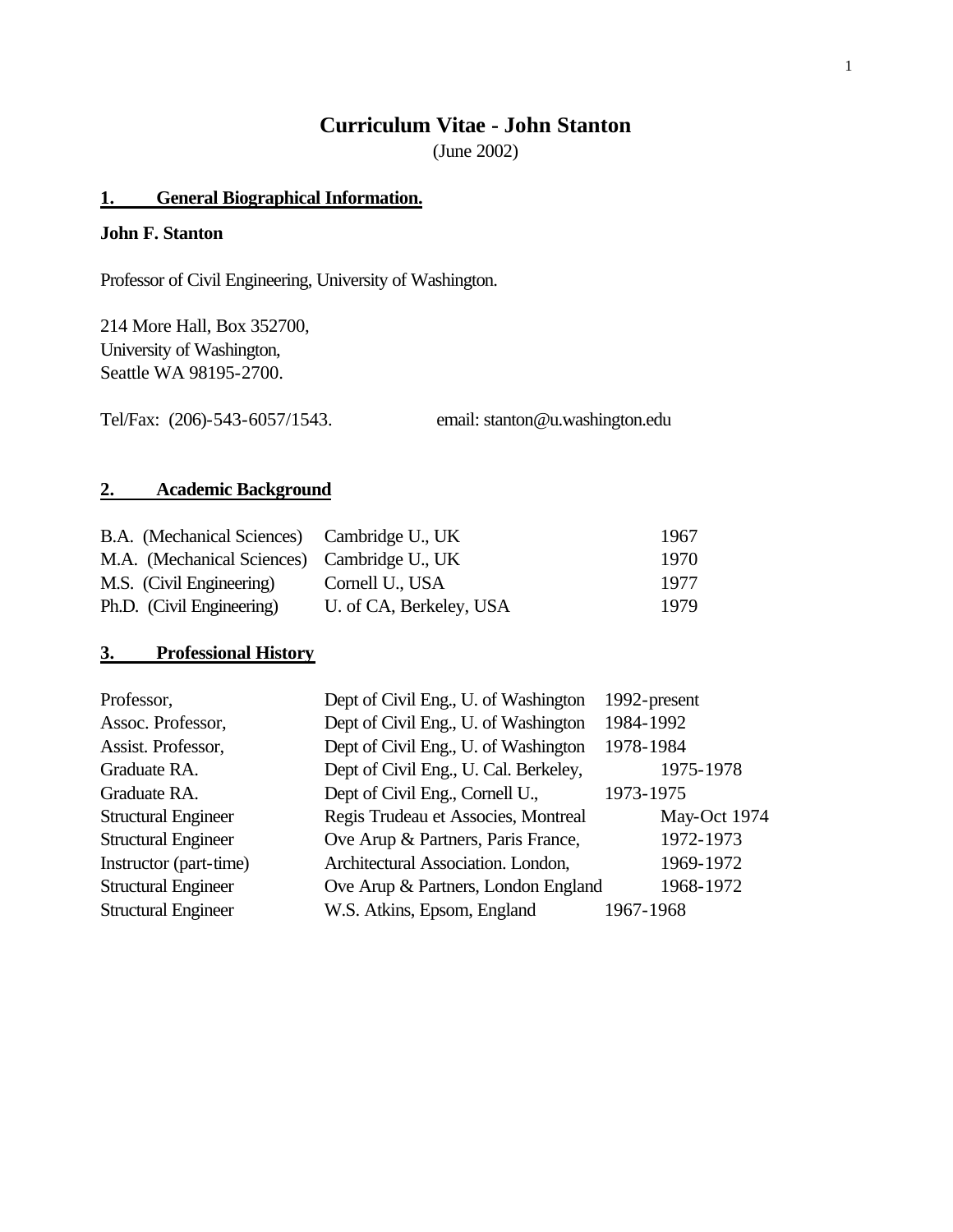# Curriculum Vitae - John Stanton

(June 2002)

## 1. General Biographical Information.

**John F. Stanton**

Professor of Civil Engineering, University of Washington.

214 More Hall, Box 352700,
University of Washington,
Seattle WA 98195-2700.

Tel/Fax: (206)-543-6057/1543. email: stanton@u.washington.edu

## 2. Academic Background

| | | |
|---|---|---|
| B.A. (Mechanical Sciences) | Cambridge U., UK | 1967 |
| M.A. (Mechanical Sciences) | Cambridge U., UK | 1970 |
| M.S. (Civil Engineering) | Cornell U., USA | 1977 |
| Ph.D. (Civil Engineering) | U. of CA, Berkeley, USA | 1979 |

## 3. Professional History

| | | |
|---|---|---|
| Professor, | Dept of Civil Eng., U. of Washington | 1992-present |
| Assoc. Professor, | Dept of Civil Eng., U. of Washington | 1984-1992 |
| Assist. Professor, | Dept of Civil Eng., U. of Washington | 1978-1984 |
| Graduate RA. | Dept of Civil Eng., U. Cal. Berkeley, | 1975-1978 |
| Graduate RA. | Dept of Civil Eng., Cornell U., | 1973-1975 |
| Structural Engineer | Regis Trudeau et Associes, Montreal | May-Oct 1974 |
| Structural Engineer | Ove Arup & Partners, Paris France, | 1972-1973 |
| Instructor (part-time) | Architectural Association. London, | 1969-1972 |
| Structural Engineer | Ove Arup & Partners, London England | 1968-1972 |
| Structural Engineer | W.S. Atkins, Epsom, England | 1967-1968 |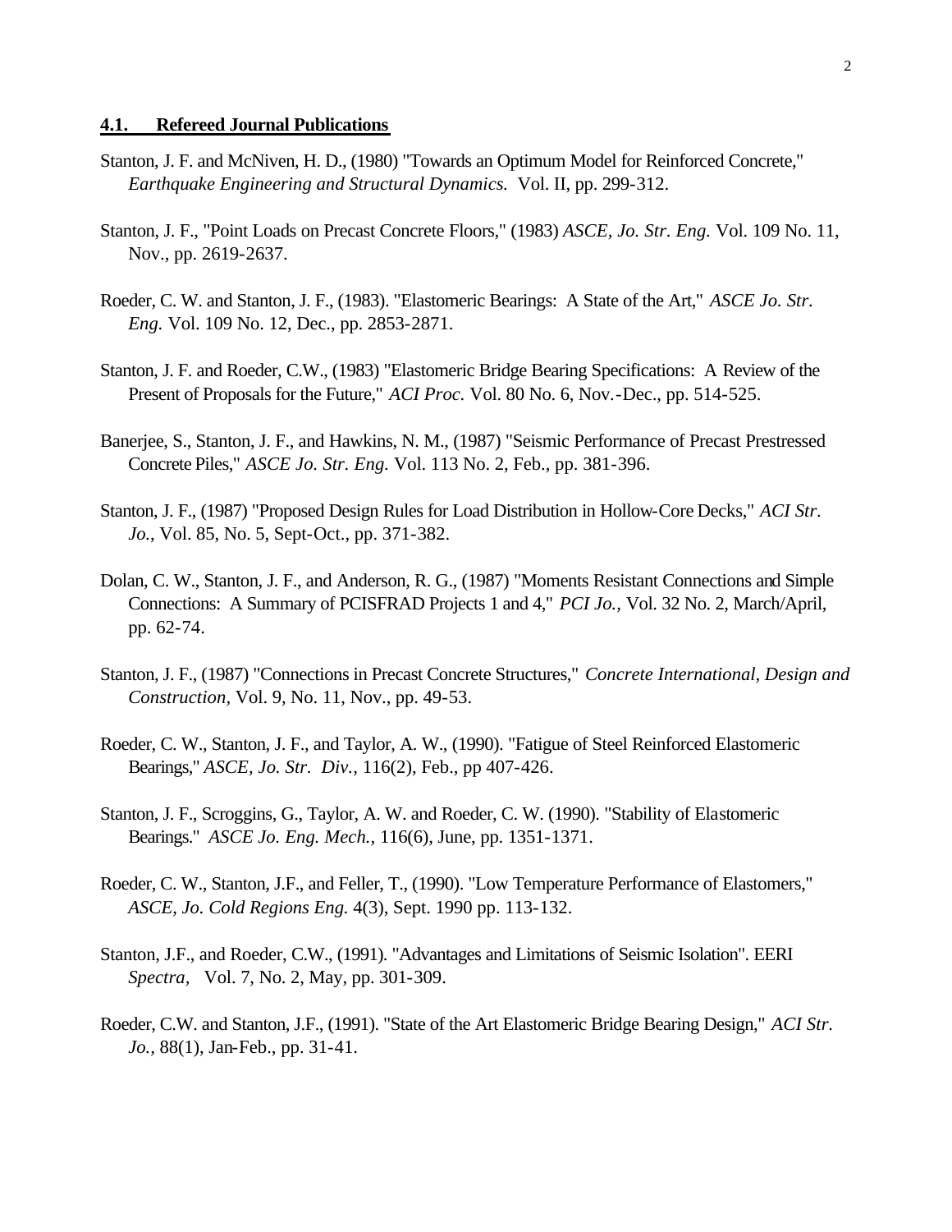### 4.1. Refereed Journal Publications

Stanton, J. F. and McNiven, H. D., (1980) "Towards an Optimum Model for Reinforced Concrete," *Earthquake Engineering and Structural Dynamics.* Vol. II, pp. 299-312.

Stanton, J. F., "Point Loads on Precast Concrete Floors," (1983) *ASCE, Jo. Str. Eng.* Vol. 109 No. 11, Nov., pp. 2619-2637.

Roeder, C. W. and Stanton, J. F., (1983). "Elastomeric Bearings: A State of the Art," *ASCE Jo. Str. Eng.* Vol. 109 No. 12, Dec., pp. 2853-2871.

Stanton, J. F. and Roeder, C.W., (1983) "Elastomeric Bridge Bearing Specifications: A Review of the Present of Proposals for the Future," *ACI Proc.* Vol. 80 No. 6, Nov.-Dec., pp. 514-525.

Banerjee, S., Stanton, J. F., and Hawkins, N. M., (1987) "Seismic Performance of Precast Prestressed Concrete Piles," *ASCE Jo. Str. Eng.* Vol. 113 No. 2, Feb., pp. 381-396.

Stanton, J. F., (1987) "Proposed Design Rules for Load Distribution in Hollow-Core Decks," *ACI Str. Jo.*, Vol. 85, No. 5, Sept-Oct., pp. 371-382.

Dolan, C. W., Stanton, J. F., and Anderson, R. G., (1987) "Moments Resistant Connections and Simple Connections: A Summary of PCISFRAD Projects 1 and 4," *PCI Jo.*, Vol. 32 No. 2, March/April, pp. 62-74.

Stanton, J. F., (1987) "Connections in Precast Concrete Structures," *Concrete International, Design and Construction*, Vol. 9, No. 11, Nov., pp. 49-53.

Roeder, C. W., Stanton, J. F., and Taylor, A. W., (1990). "Fatigue of Steel Reinforced Elastomeric Bearings," *ASCE, Jo. Str. Div.*, 116(2), Feb., pp 407-426.

Stanton, J. F., Scroggins, G., Taylor, A. W. and Roeder, C. W. (1990). "Stability of Elastomeric Bearings." *ASCE Jo. Eng. Mech.*, 116(6), June, pp. 1351-1371.

Roeder, C. W., Stanton, J.F., and Feller, T., (1990). "Low Temperature Performance of Elastomers," *ASCE, Jo. Cold Regions Eng.* 4(3), Sept. 1990 pp. 113-132.

Stanton, J.F., and Roeder, C.W., (1991). "Advantages and Limitations of Seismic Isolation". EERI *Spectra*, Vol. 7, No. 2, May, pp. 301-309.

Roeder, C.W. and Stanton, J.F., (1991). "State of the Art Elastomeric Bridge Bearing Design," *ACI Str. Jo.*, 88(1), Jan-Feb., pp. 31-41.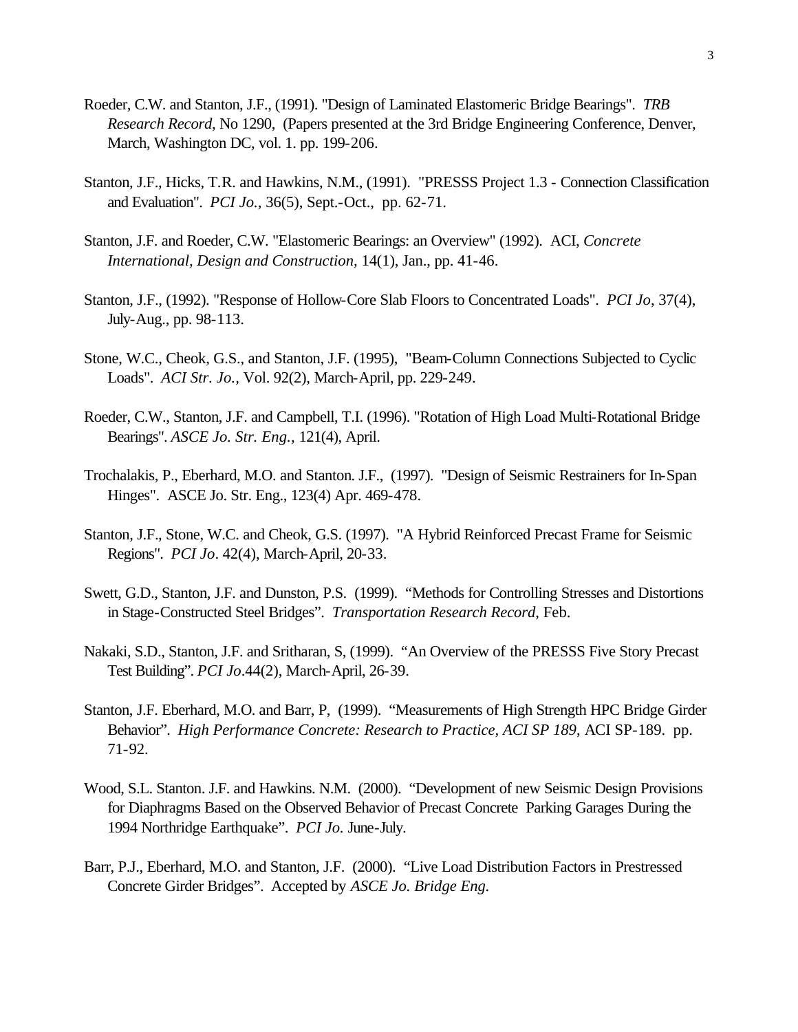Roeder, C.W. and Stanton, J.F., (1991). "Design of Laminated Elastomeric Bridge Bearings". *TRB Research Record*, No 1290, (Papers presented at the 3rd Bridge Engineering Conference, Denver, March, Washington DC, vol. 1. pp. 199-206.

Stanton, J.F., Hicks, T.R. and Hawkins, N.M., (1991). "PRESSS Project 1.3 - Connection Classification and Evaluation". *PCI Jo.*, 36(5), Sept.-Oct., pp. 62-71.

Stanton, J.F. and Roeder, C.W. "Elastomeric Bearings: an Overview" (1992). ACI, *Concrete International, Design and Construction*, 14(1), Jan., pp. 41-46.

Stanton, J.F., (1992). "Response of Hollow-Core Slab Floors to Concentrated Loads". *PCI Jo*, 37(4), July-Aug., pp. 98-113.

Stone, W.C., Cheok, G.S., and Stanton, J.F. (1995), "Beam-Column Connections Subjected to Cyclic Loads". *ACI Str. Jo.*, Vol. 92(2), March-April, pp. 229-249.

Roeder, C.W., Stanton, J.F. and Campbell, T.I. (1996). "Rotation of High Load Multi-Rotational Bridge Bearings". *ASCE Jo. Str. Eng.*, 121(4), April.

Trochalakis, P., Eberhard, M.O. and Stanton. J.F., (1997). "Design of Seismic Restrainers for In-Span Hinges". ASCE Jo. Str. Eng., 123(4) Apr. 469-478.

Stanton, J.F., Stone, W.C. and Cheok, G.S. (1997). "A Hybrid Reinforced Precast Frame for Seismic Regions". *PCI Jo*. 42(4), March-April, 20-33.

Swett, G.D., Stanton, J.F. and Dunston, P.S. (1999). "Methods for Controlling Stresses and Distortions in Stage-Constructed Steel Bridges". *Transportation Research Record*, Feb.

Nakaki, S.D., Stanton, J.F. and Sritharan, S, (1999). "An Overview of the PRESSS Five Story Precast Test Building". *PCI Jo*.44(2), March-April, 26-39.

Stanton, J.F. Eberhard, M.O. and Barr, P, (1999). "Measurements of High Strength HPC Bridge Girder Behavior". *High Performance Concrete: Research to Practice, ACI SP 189*, ACI SP-189. pp. 71-92.

Wood, S.L. Stanton. J.F. and Hawkins. N.M. (2000). "Development of new Seismic Design Provisions for Diaphragms Based on the Observed Behavior of Precast Concrete Parking Garages During the 1994 Northridge Earthquake". *PCI Jo*. June-July.

Barr, P.J., Eberhard, M.O. and Stanton, J.F. (2000). "Live Load Distribution Factors in Prestressed Concrete Girder Bridges". Accepted by *ASCE Jo. Bridge Eng.*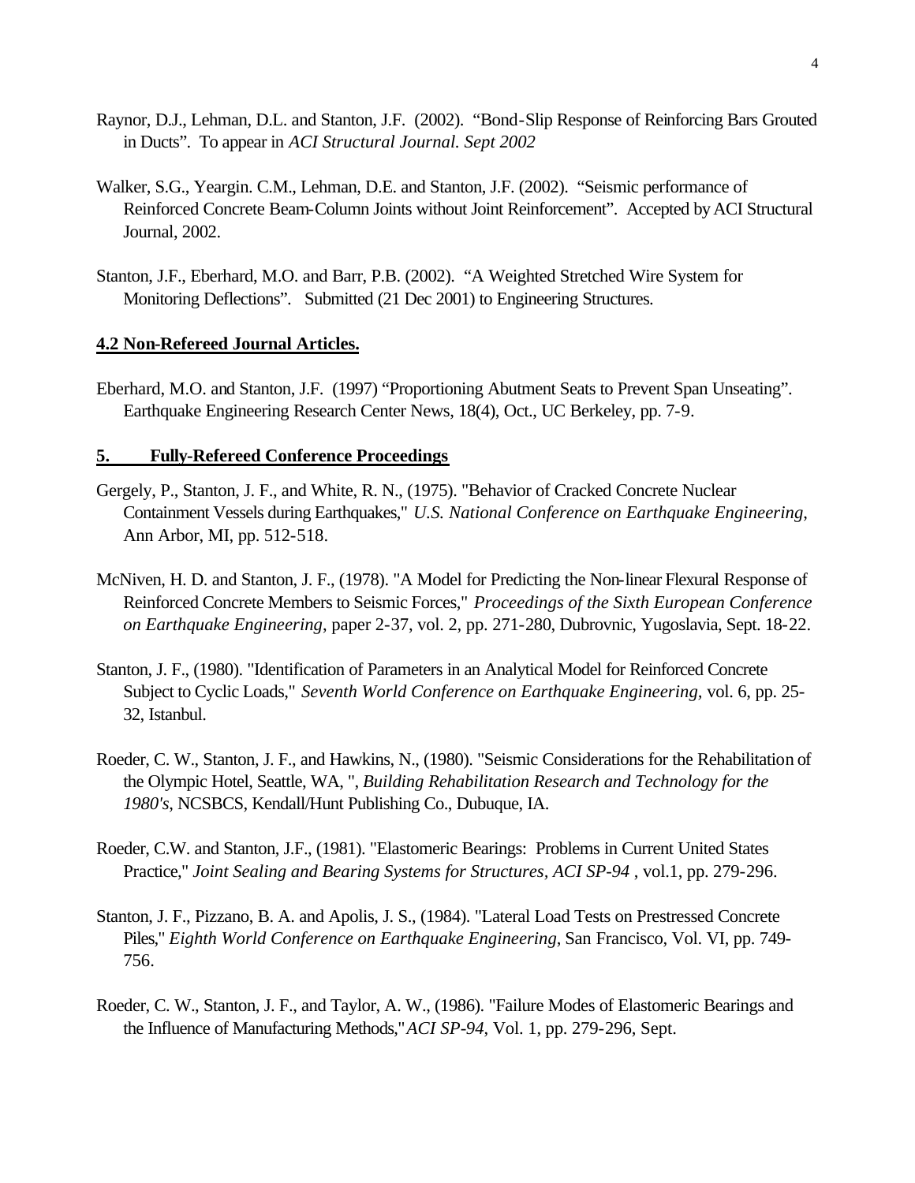Raynor, D.J., Lehman, D.L. and Stanton, J.F. (2002). "Bond-Slip Response of Reinforcing Bars Grouted in Ducts". To appear in *ACI Structural Journal. Sept 2002*

Walker, S.G., Yeargin. C.M., Lehman, D.E. and Stanton, J.F. (2002). "Seismic performance of Reinforced Concrete Beam-Column Joints without Joint Reinforcement". Accepted by ACI Structural Journal, 2002.

Stanton, J.F., Eberhard, M.O. and Barr, P.B. (2002). "A Weighted Stretched Wire System for Monitoring Deflections". Submitted (21 Dec 2001) to Engineering Structures.

## 4.2 Non-Refereed Journal Articles.

Eberhard, M.O. and Stanton, J.F. (1997) "Proportioning Abutment Seats to Prevent Span Unseating". Earthquake Engineering Research Center News, 18(4), Oct., UC Berkeley, pp. 7-9.

## 5. Fully-Refereed Conference Proceedings

Gergely, P., Stanton, J. F., and White, R. N., (1975). "Behavior of Cracked Concrete Nuclear Containment Vessels during Earthquakes," *U.S. National Conference on Earthquake Engineering*, Ann Arbor, MI, pp. 512-518.

McNiven, H. D. and Stanton, J. F., (1978). "A Model for Predicting the Non-linear Flexural Response of Reinforced Concrete Members to Seismic Forces," *Proceedings of the Sixth European Conference on Earthquake Engineering*, paper 2-37, vol. 2, pp. 271-280, Dubrovnic, Yugoslavia, Sept. 18-22.

Stanton, J. F., (1980). "Identification of Parameters in an Analytical Model for Reinforced Concrete Subject to Cyclic Loads," *Seventh World Conference on Earthquake Engineering*, vol. 6, pp. 25-32, Istanbul.

Roeder, C. W., Stanton, J. F., and Hawkins, N., (1980). "Seismic Considerations for the Rehabilitation of the Olympic Hotel, Seattle, WA, ", *Building Rehabilitation Research and Technology for the 1980's*, NCSBCS, Kendall/Hunt Publishing Co., Dubuque, IA.

Roeder, C.W. and Stanton, J.F., (1981). "Elastomeric Bearings: Problems in Current United States Practice," *Joint Sealing and Bearing Systems for Structures, ACI SP-94* , vol.1, pp. 279-296.

Stanton, J. F., Pizzano, B. A. and Apolis, J. S., (1984). "Lateral Load Tests on Prestressed Concrete Piles," *Eighth World Conference on Earthquake Engineering*, San Francisco, Vol. VI, pp. 749-756.

Roeder, C. W., Stanton, J. F., and Taylor, A. W., (1986). "Failure Modes of Elastomeric Bearings and the Influence of Manufacturing Methods," *ACI SP-94*, Vol. 1, pp. 279-296, Sept.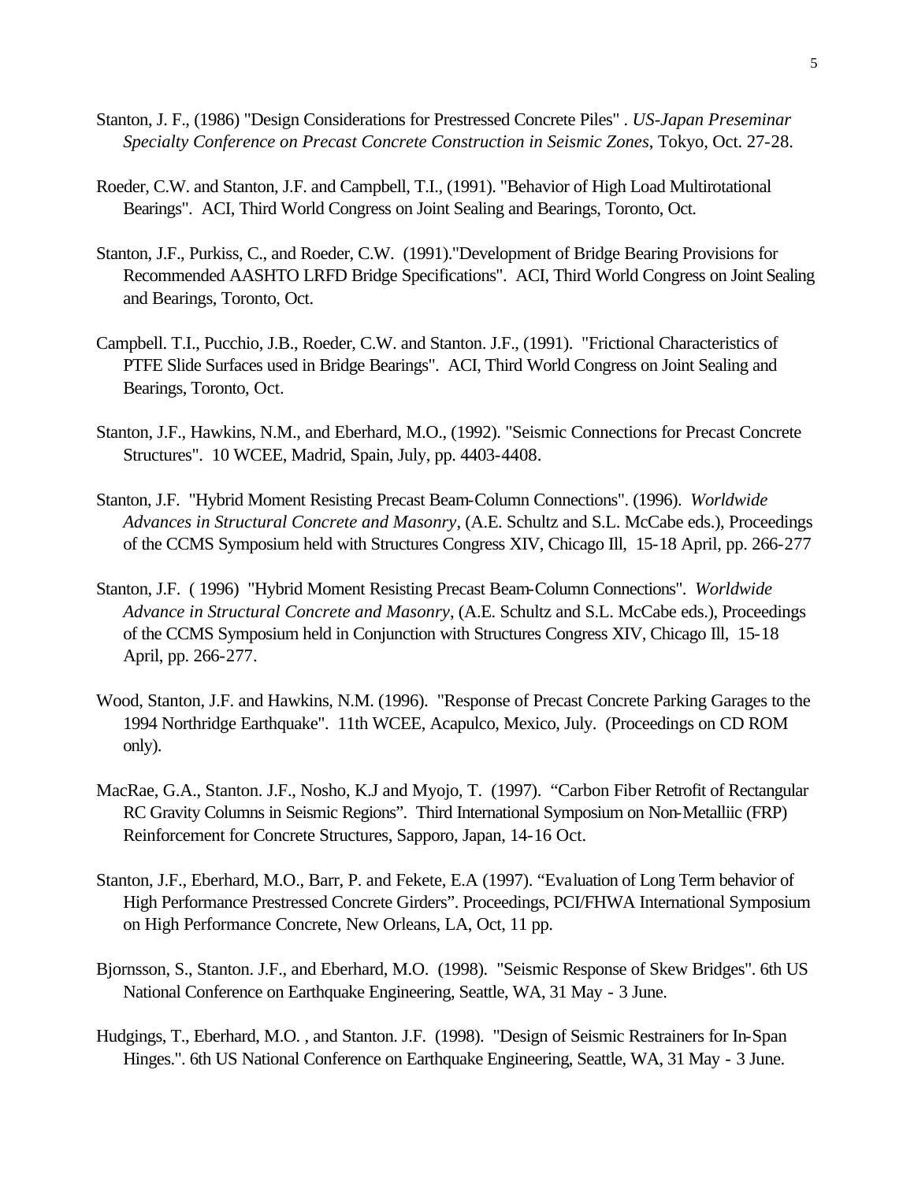Stanton, J. F., (1986) "Design Considerations for Prestressed Concrete Piles" . *US-Japan Preseminar Specialty Conference on Precast Concrete Construction in Seismic Zones*, Tokyo, Oct. 27-28.

Roeder, C.W. and Stanton, J.F. and Campbell, T.I., (1991). "Behavior of High Load Multirotational Bearings". ACI, Third World Congress on Joint Sealing and Bearings, Toronto, Oct.

Stanton, J.F., Purkiss, C., and Roeder, C.W. (1991)."Development of Bridge Bearing Provisions for Recommended AASHTO LRFD Bridge Specifications". ACI, Third World Congress on Joint Sealing and Bearings, Toronto, Oct.

Campbell. T.I., Pucchio, J.B., Roeder, C.W. and Stanton. J.F., (1991). "Frictional Characteristics of PTFE Slide Surfaces used in Bridge Bearings". ACI, Third World Congress on Joint Sealing and Bearings, Toronto, Oct.

Stanton, J.F., Hawkins, N.M., and Eberhard, M.O., (1992). "Seismic Connections for Precast Concrete Structures". 10 WCEE, Madrid, Spain, July, pp. 4403-4408.

Stanton, J.F. "Hybrid Moment Resisting Precast Beam-Column Connections". (1996). *Worldwide Advances in Structural Concrete and Masonry*, (A.E. Schultz and S.L. McCabe eds.), Proceedings of the CCMS Symposium held with Structures Congress XIV, Chicago Ill, 15-18 April, pp. 266-277

Stanton, J.F. ( 1996) "Hybrid Moment Resisting Precast Beam-Column Connections". *Worldwide Advance in Structural Concrete and Masonry*, (A.E. Schultz and S.L. McCabe eds.), Proceedings of the CCMS Symposium held in Conjunction with Structures Congress XIV, Chicago Ill, 15-18 April, pp. 266-277.

Wood, Stanton, J.F. and Hawkins, N.M. (1996). "Response of Precast Concrete Parking Garages to the 1994 Northridge Earthquake". 11th WCEE, Acapulco, Mexico, July. (Proceedings on CD ROM only).

MacRae, G.A., Stanton. J.F., Nosho, K.J and Myojo, T. (1997). "Carbon Fiber Retrofit of Rectangular RC Gravity Columns in Seismic Regions". Third International Symposium on Non-Metalliic (FRP) Reinforcement for Concrete Structures, Sapporo, Japan, 14-16 Oct.

Stanton, J.F., Eberhard, M.O., Barr, P. and Fekete, E.A (1997). "Evaluation of Long Term behavior of High Performance Prestressed Concrete Girders". Proceedings, PCI/FHWA International Symposium on High Performance Concrete, New Orleans, LA, Oct, 11 pp.

Bjornsson, S., Stanton. J.F., and Eberhard, M.O. (1998). "Seismic Response of Skew Bridges". 6th US National Conference on Earthquake Engineering, Seattle, WA, 31 May - 3 June.

Hudgings, T., Eberhard, M.O. , and Stanton. J.F. (1998). "Design of Seismic Restrainers for In-Span Hinges.". 6th US National Conference on Earthquake Engineering, Seattle, WA, 31 May - 3 June.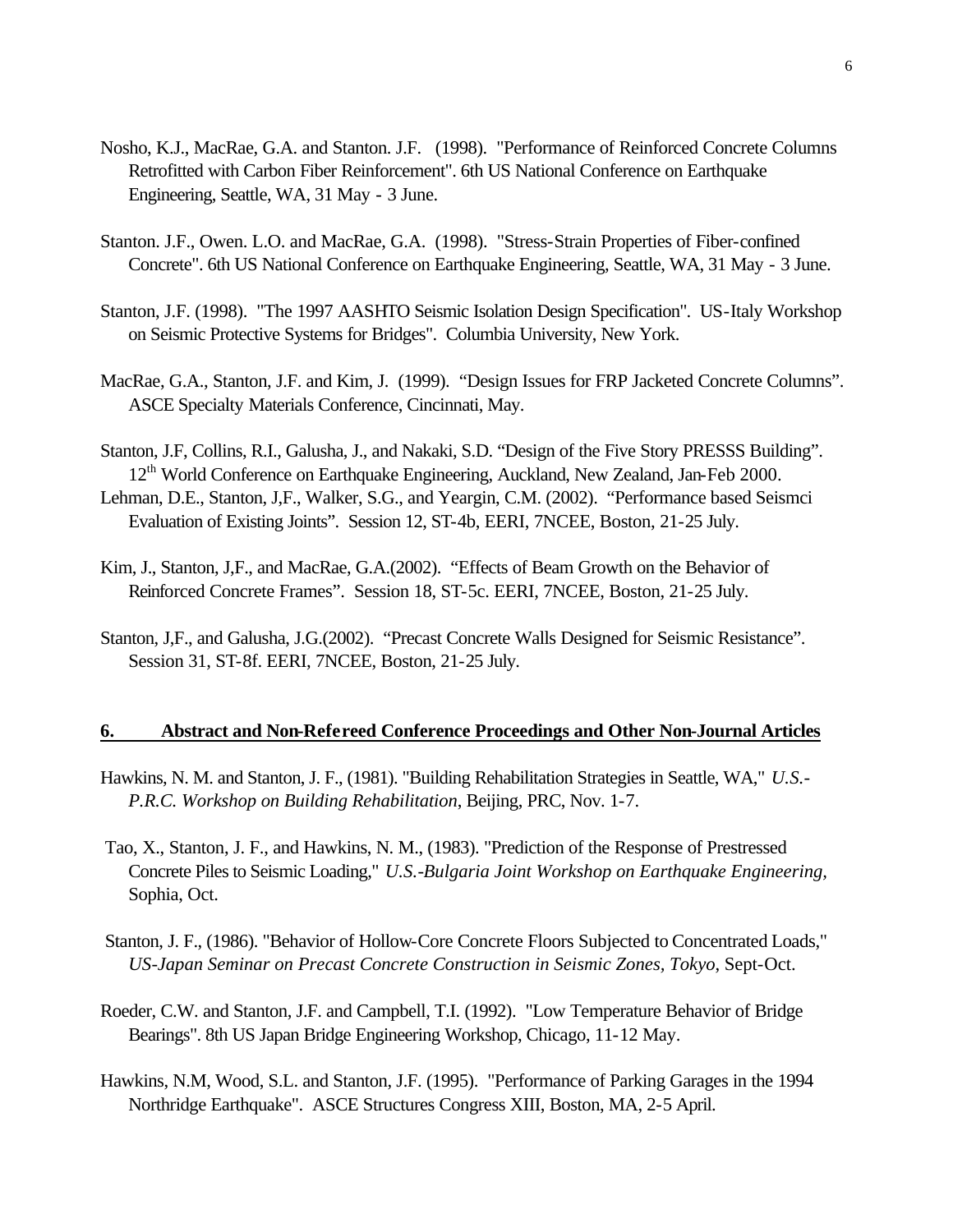Nosho, K.J., MacRae, G.A. and Stanton. J.F. (1998). "Performance of Reinforced Concrete Columns Retrofitted with Carbon Fiber Reinforcement". 6th US National Conference on Earthquake Engineering, Seattle, WA, 31 May - 3 June.

Stanton. J.F., Owen. L.O. and MacRae, G.A. (1998). "Stress-Strain Properties of Fiber-confined Concrete". 6th US National Conference on Earthquake Engineering, Seattle, WA, 31 May - 3 June.

Stanton, J.F. (1998). "The 1997 AASHTO Seismic Isolation Design Specification". US-Italy Workshop on Seismic Protective Systems for Bridges". Columbia University, New York.

MacRae, G.A., Stanton, J.F. and Kim, J. (1999). "Design Issues for FRP Jacketed Concrete Columns". ASCE Specialty Materials Conference, Cincinnati, May.

Stanton, J.F, Collins, R.I., Galusha, J., and Nakaki, S.D. "Design of the Five Story PRESSS Building". 12th World Conference on Earthquake Engineering, Auckland, New Zealand, Jan-Feb 2000.

Lehman, D.E., Stanton, J,F., Walker, S.G., and Yeargin, C.M. (2002). "Performance based Seismci Evaluation of Existing Joints". Session 12, ST-4b, EERI, 7NCEE, Boston, 21-25 July.

Kim, J., Stanton, J,F., and MacRae, G.A.(2002). "Effects of Beam Growth on the Behavior of Reinforced Concrete Frames". Session 18, ST-5c. EERI, 7NCEE, Boston, 21-25 July.

Stanton, J,F., and Galusha, J.G.(2002). "Precast Concrete Walls Designed for Seismic Resistance". Session 31, ST-8f. EERI, 7NCEE, Boston, 21-25 July.

## 6. Abstract and Non-Refereed Conference Proceedings and Other Non-Journal Articles

Hawkins, N. M. and Stanton, J. F., (1981). "Building Rehabilitation Strategies in Seattle, WA," *U.S.-P.R.C. Workshop on Building Rehabilitation*, Beijing, PRC, Nov. 1-7.

Tao, X., Stanton, J. F., and Hawkins, N. M., (1983). "Prediction of the Response of Prestressed Concrete Piles to Seismic Loading," *U.S.-Bulgaria Joint Workshop on Earthquake Engineering,* Sophia, Oct.

Stanton, J. F., (1986). "Behavior of Hollow-Core Concrete Floors Subjected to Concentrated Loads," *US-Japan Seminar on Precast Concrete Construction in Seismic Zones, Tokyo*, Sept-Oct.

Roeder, C.W. and Stanton, J.F. and Campbell, T.I. (1992). "Low Temperature Behavior of Bridge Bearings". 8th US Japan Bridge Engineering Workshop, Chicago, 11-12 May.

Hawkins, N.M, Wood, S.L. and Stanton, J.F. (1995). "Performance of Parking Garages in the 1994 Northridge Earthquake". ASCE Structures Congress XIII, Boston, MA, 2-5 April.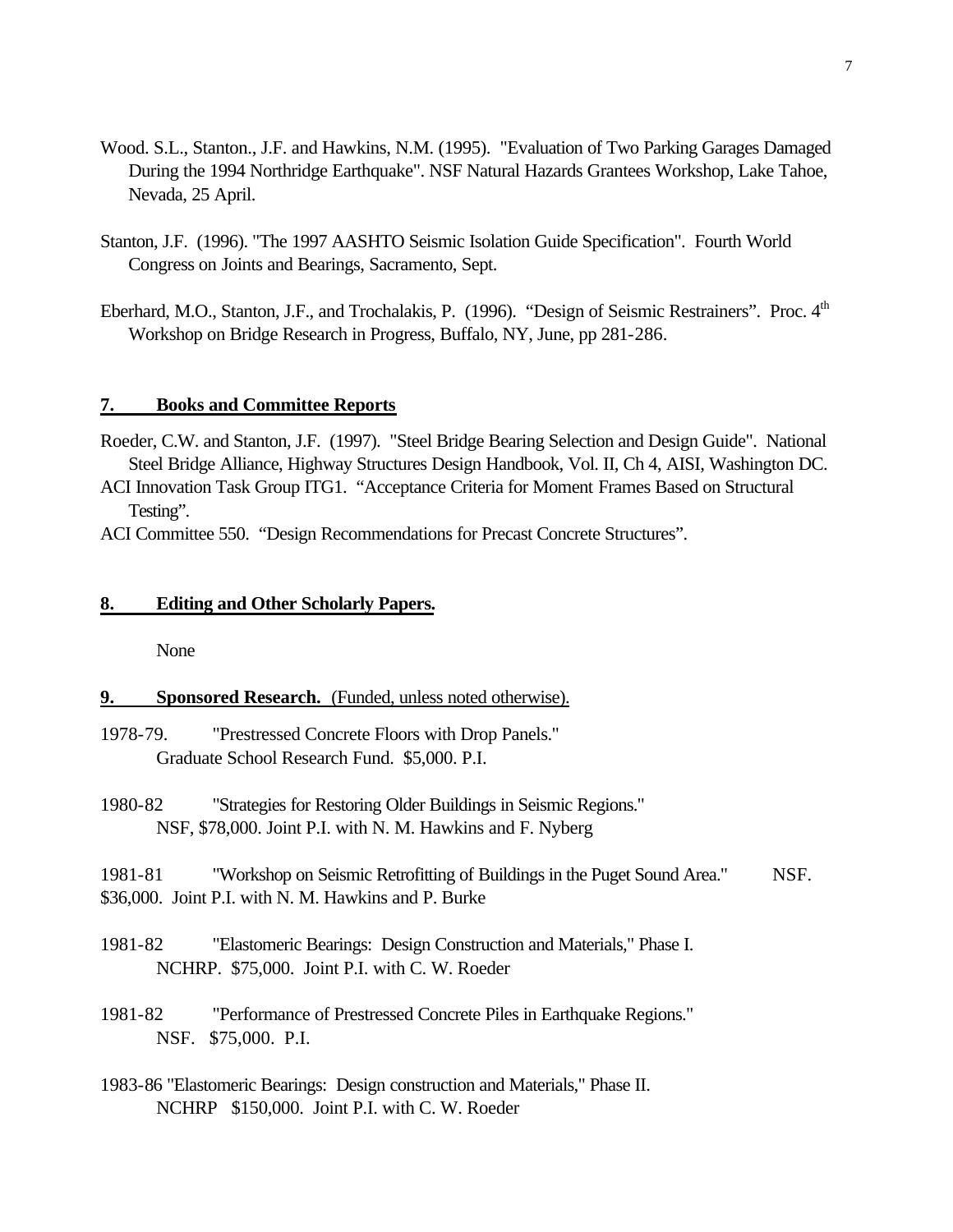Wood. S.L., Stanton., J.F. and Hawkins, N.M. (1995). "Evaluation of Two Parking Garages Damaged During the 1994 Northridge Earthquake". NSF Natural Hazards Grantees Workshop, Lake Tahoe, Nevada, 25 April.

Stanton, J.F. (1996). "The 1997 AASHTO Seismic Isolation Guide Specification". Fourth World Congress on Joints and Bearings, Sacramento, Sept.

Eberhard, M.O., Stanton, J.F., and Trochalakis, P. (1996). "Design of Seismic Restrainers". Proc. 4th Workshop on Bridge Research in Progress, Buffalo, NY, June, pp 281-286.

## 7. Books and Committee Reports

Roeder, C.W. and Stanton, J.F. (1997). "Steel Bridge Bearing Selection and Design Guide". National Steel Bridge Alliance, Highway Structures Design Handbook, Vol. II, Ch 4, AISI, Washington DC.

ACI Innovation Task Group ITG1. "Acceptance Criteria for Moment Frames Based on Structural Testing".

ACI Committee 550. "Design Recommendations for Precast Concrete Structures".

## 8. Editing and Other Scholarly Papers.

None

## 9. Sponsored Research. (Funded, unless noted otherwise).

1978-79. "Prestressed Concrete Floors with Drop Panels."
Graduate School Research Fund. $5,000. P.I.

1980-82 "Strategies for Restoring Older Buildings in Seismic Regions."
NSF, $78,000. Joint P.I. with N. M. Hawkins and F. Nyberg

1981-81 "Workshop on Seismic Retrofitting of Buildings in the Puget Sound Area." NSF. $36,000. Joint P.I. with N. M. Hawkins and P. Burke

1981-82 "Elastomeric Bearings: Design Construction and Materials," Phase I.
NCHRP. $75,000. Joint P.I. with C. W. Roeder

1981-82 "Performance of Prestressed Concrete Piles in Earthquake Regions."
NSF. $75,000. P.I.

1983-86 "Elastomeric Bearings: Design construction and Materials," Phase II.
NCHRP $150,000. Joint P.I. with C. W. Roeder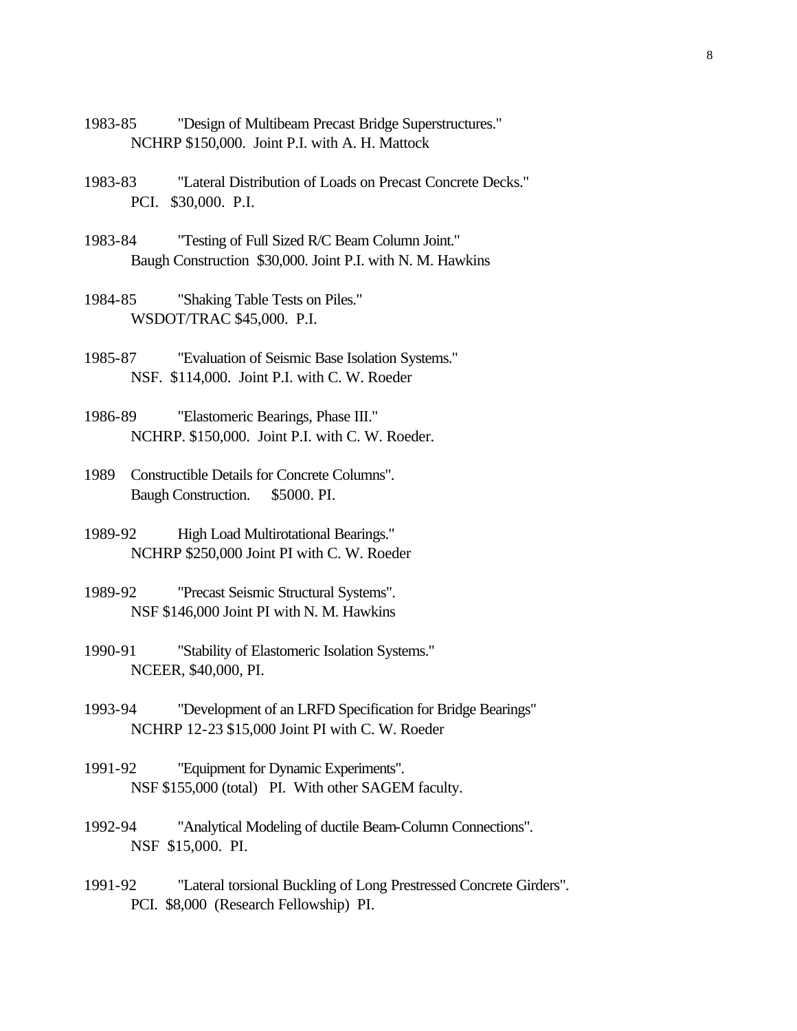1983-85 "Design of Multibeam Precast Bridge Superstructures."
NCHRP $150,000. Joint P.I. with A. H. Mattock

1983-83 "Lateral Distribution of Loads on Precast Concrete Decks."
PCI. $30,000. P.I.

1983-84 "Testing of Full Sized R/C Beam Column Joint."
Baugh Construction $30,000. Joint P.I. with N. M. Hawkins

1984-85 "Shaking Table Tests on Piles."
WSDOT/TRAC $45,000. P.I.

1985-87 "Evaluation of Seismic Base Isolation Systems."
NSF. $114,000. Joint P.I. with C. W. Roeder

1986-89 "Elastomeric Bearings, Phase III."
NCHRP. $150,000. Joint P.I. with C. W. Roeder.

1989 Constructible Details for Concrete Columns".
Baugh Construction. $5000. PI.

1989-92 High Load Multirotational Bearings."
NCHRP $250,000 Joint PI with C. W. Roeder

1989-92 "Precast Seismic Structural Systems".
NSF $146,000 Joint PI with N. M. Hawkins

1990-91 "Stability of Elastomeric Isolation Systems."
NCEER, $40,000, PI.

1993-94 "Development of an LRFD Specification for Bridge Bearings"
NCHRP 12-23 $15,000 Joint PI with C. W. Roeder

1991-92 "Equipment for Dynamic Experiments".
NSF $155,000 (total) PI. With other SAGEM faculty.

1992-94 "Analytical Modeling of ductile Beam-Column Connections".
NSF $15,000. PI.

1991-92 "Lateral torsional Buckling of Long Prestressed Concrete Girders".
PCI. $8,000 (Research Fellowship) PI.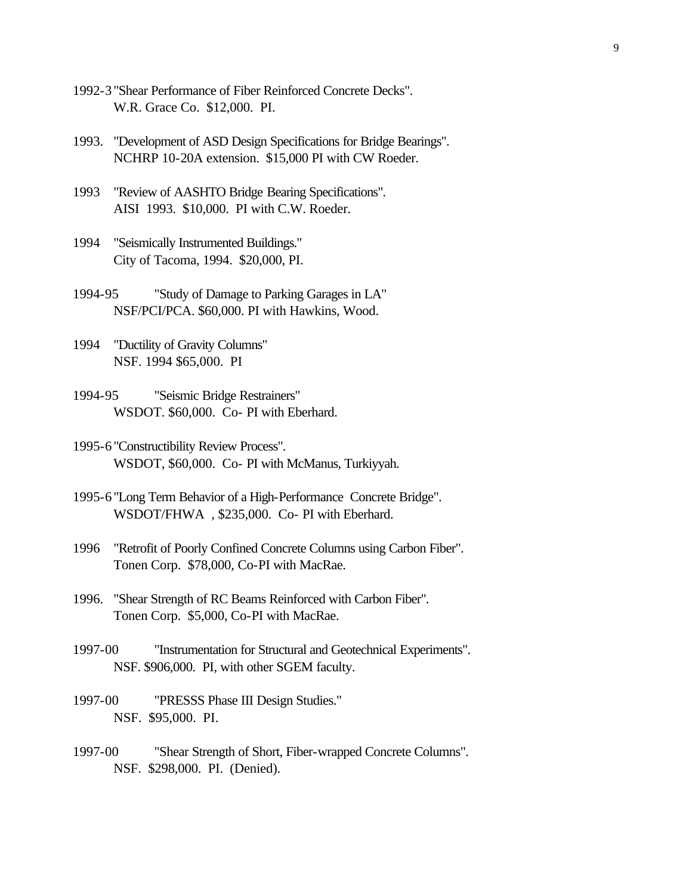1992-3 "Shear Performance of Fiber Reinforced Concrete Decks".
W.R. Grace Co. $12,000. PI.

1993. "Development of ASD Design Specifications for Bridge Bearings".
NCHRP 10-20A extension. $15,000 PI with CW Roeder.

1993 "Review of AASHTO Bridge Bearing Specifications".
AISI 1993. $10,000. PI with C.W. Roeder.

1994 "Seismically Instrumented Buildings."
City of Tacoma, 1994. $20,000, PI.

1994-95 "Study of Damage to Parking Garages in LA"
NSF/PCI/PCA. $60,000. PI with Hawkins, Wood.

1994 "Ductility of Gravity Columns"
NSF. 1994 $65,000. PI

1994-95 "Seismic Bridge Restrainers"
WSDOT. $60,000. Co- PI with Eberhard.

1995-6 "Constructibility Review Process".
WSDOT, $60,000. Co- PI with McManus, Turkiyyah.

1995-6 "Long Term Behavior of a High-Performance Concrete Bridge".
WSDOT/FHWA , $235,000. Co- PI with Eberhard.

1996 "Retrofit of Poorly Confined Concrete Columns using Carbon Fiber".
Tonen Corp. $78,000, Co-PI with MacRae.

1996. "Shear Strength of RC Beams Reinforced with Carbon Fiber".
Tonen Corp. $5,000, Co-PI with MacRae.

1997-00 "Instrumentation for Structural and Geotechnical Experiments".
NSF. $906,000. PI, with other SGEM faculty.

1997-00 "PRESSS Phase III Design Studies."
NSF. $95,000. PI.

1997-00 "Shear Strength of Short, Fiber-wrapped Concrete Columns".
NSF. $298,000. PI. (Denied).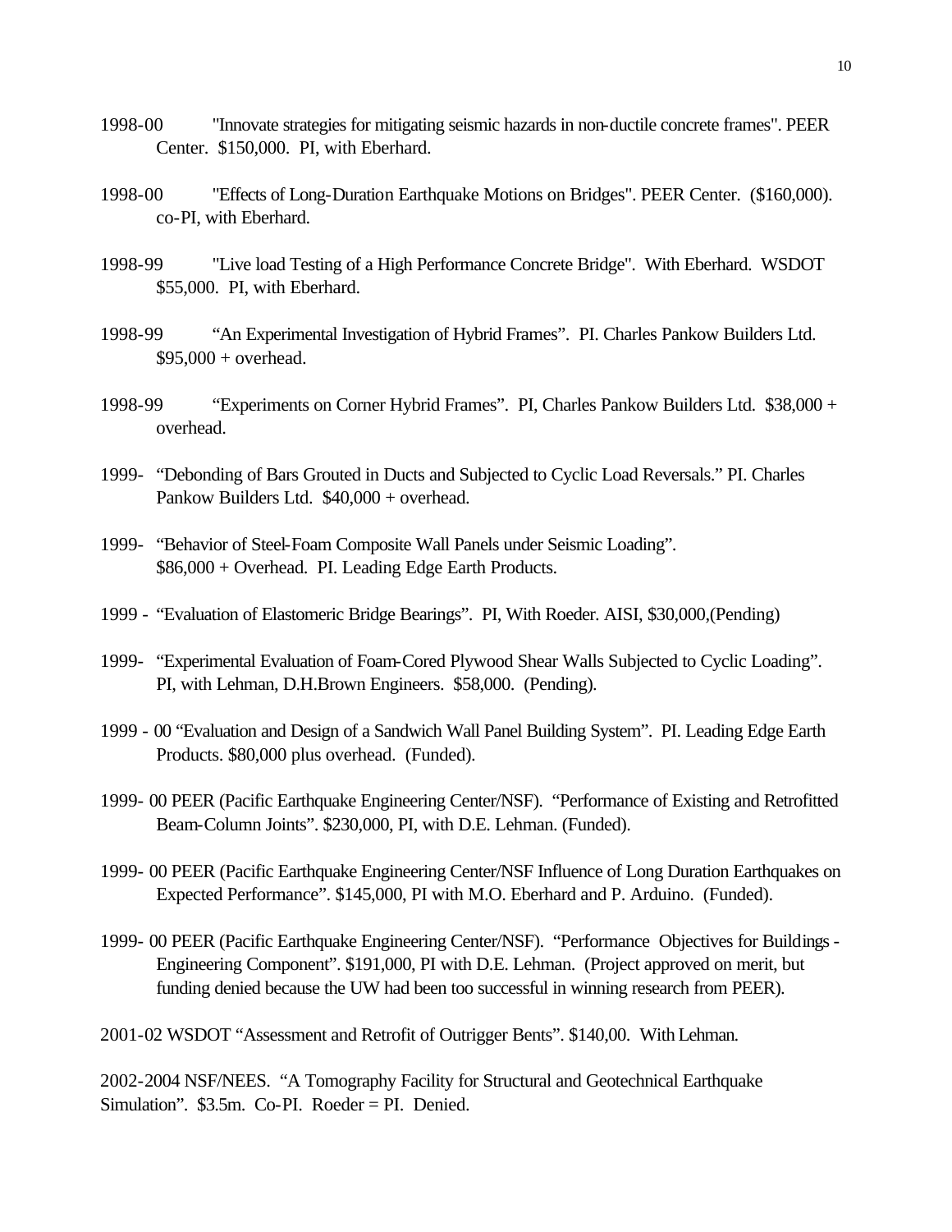1998-00 "Innovate strategies for mitigating seismic hazards in non-ductile concrete frames". PEER Center. $150,000. PI, with Eberhard.

1998-00 "Effects of Long-Duration Earthquake Motions on Bridges". PEER Center. ($160,000). co-PI, with Eberhard.

1998-99 "Live load Testing of a High Performance Concrete Bridge". With Eberhard. WSDOT $55,000. PI, with Eberhard.

1998-99 "An Experimental Investigation of Hybrid Frames". PI. Charles Pankow Builders Ltd. $95,000 + overhead.

1998-99 "Experiments on Corner Hybrid Frames". PI, Charles Pankow Builders Ltd. $38,000 + overhead.

1999- "Debonding of Bars Grouted in Ducts and Subjected to Cyclic Load Reversals." PI. Charles Pankow Builders Ltd. $40,000 + overhead.

1999- "Behavior of Steel-Foam Composite Wall Panels under Seismic Loading". $86,000 + Overhead. PI. Leading Edge Earth Products.

1999 - "Evaluation of Elastomeric Bridge Bearings". PI, With Roeder. AISI, $30,000,(Pending)

1999- "Experimental Evaluation of Foam-Cored Plywood Shear Walls Subjected to Cyclic Loading". PI, with Lehman, D.H.Brown Engineers. $58,000. (Pending).

1999 - 00 "Evaluation and Design of a Sandwich Wall Panel Building System". PI. Leading Edge Earth Products. $80,000 plus overhead. (Funded).

1999- 00 PEER (Pacific Earthquake Engineering Center/NSF). "Performance of Existing and Retrofitted Beam-Column Joints". $230,000, PI, with D.E. Lehman. (Funded).

1999- 00 PEER (Pacific Earthquake Engineering Center/NSF Influence of Long Duration Earthquakes on Expected Performance". $145,000, PI with M.O. Eberhard and P. Arduino. (Funded).

1999- 00 PEER (Pacific Earthquake Engineering Center/NSF). "Performance Objectives for Buildings - Engineering Component". $191,000, PI with D.E. Lehman. (Project approved on merit, but funding denied because the UW had been too successful in winning research from PEER).

2001-02 WSDOT "Assessment and Retrofit of Outrigger Bents". $140,00. With Lehman.

2002-2004 NSF/NEES. "A Tomography Facility for Structural and Geotechnical Earthquake Simulation". $3.5m. Co-PI. Roeder = PI. Denied.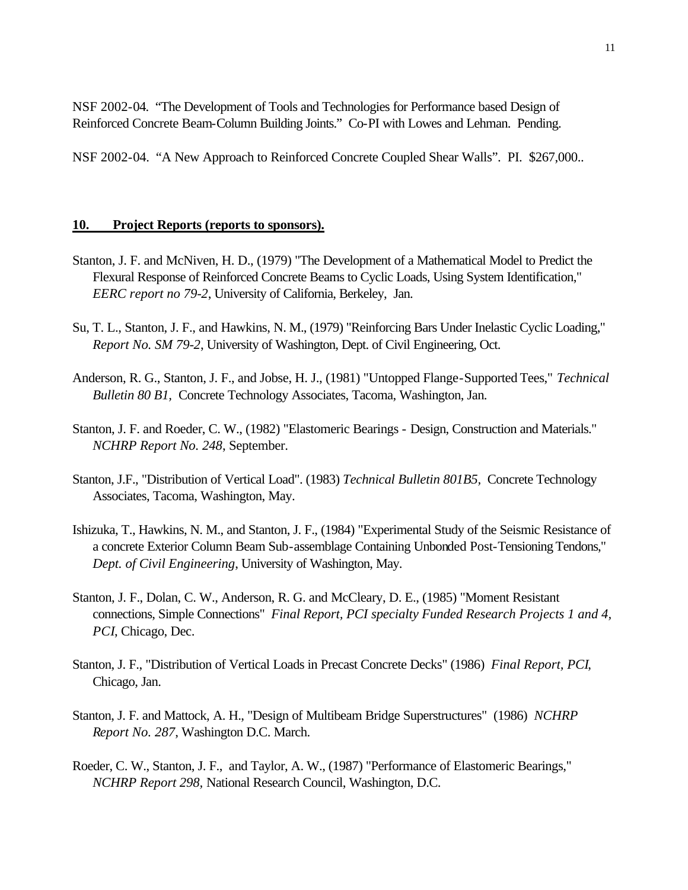NSF 2002-04. "The Development of Tools and Technologies for Performance based Design of Reinforced Concrete Beam-Column Building Joints." Co-PI with Lowes and Lehman. Pending.

NSF 2002-04. "A New Approach to Reinforced Concrete Coupled Shear Walls". PI. $267,000..

## 10. Project Reports (reports to sponsors).

Stanton, J. F. and McNiven, H. D., (1979) "The Development of a Mathematical Model to Predict the Flexural Response of Reinforced Concrete Beams to Cyclic Loads, Using System Identification," *EERC report no 79-2*, University of California, Berkeley, Jan.

Su, T. L., Stanton, J. F., and Hawkins, N. M., (1979) "Reinforcing Bars Under Inelastic Cyclic Loading," *Report No. SM 79-2*, University of Washington, Dept. of Civil Engineering, Oct.

Anderson, R. G., Stanton, J. F., and Jobse, H. J., (1981) "Untopped Flange-Supported Tees," *Technical Bulletin 80 B1,* Concrete Technology Associates, Tacoma, Washington, Jan.

Stanton, J. F. and Roeder, C. W., (1982) "Elastomeric Bearings - Design, Construction and Materials." *NCHRP Report No. 248*, September.

Stanton, J.F., "Distribution of Vertical Load". (1983) *Technical Bulletin 801B5,* Concrete Technology Associates, Tacoma, Washington, May.

Ishizuka, T., Hawkins, N. M., and Stanton, J. F., (1984) "Experimental Study of the Seismic Resistance of a concrete Exterior Column Beam Sub-assemblage Containing Unbonded Post-Tensioning Tendons," *Dept. of Civil Engineering*, University of Washington, May.

Stanton, J. F., Dolan, C. W., Anderson, R. G. and McCleary, D. E., (1985) "Moment Resistant connections, Simple Connections" *Final Report, PCI specialty Funded Research Projects 1 and 4, PCI*, Chicago, Dec.

Stanton, J. F., "Distribution of Vertical Loads in Precast Concrete Decks" (1986) *Final Report, PCI,* Chicago, Jan.

Stanton, J. F. and Mattock, A. H., "Design of Multibeam Bridge Superstructures" (1986) *NCHRP Report No. 287*, Washington D.C. March.

Roeder, C. W., Stanton, J. F., and Taylor, A. W., (1987) "Performance of Elastomeric Bearings," *NCHRP Report 298,* National Research Council, Washington, D.C.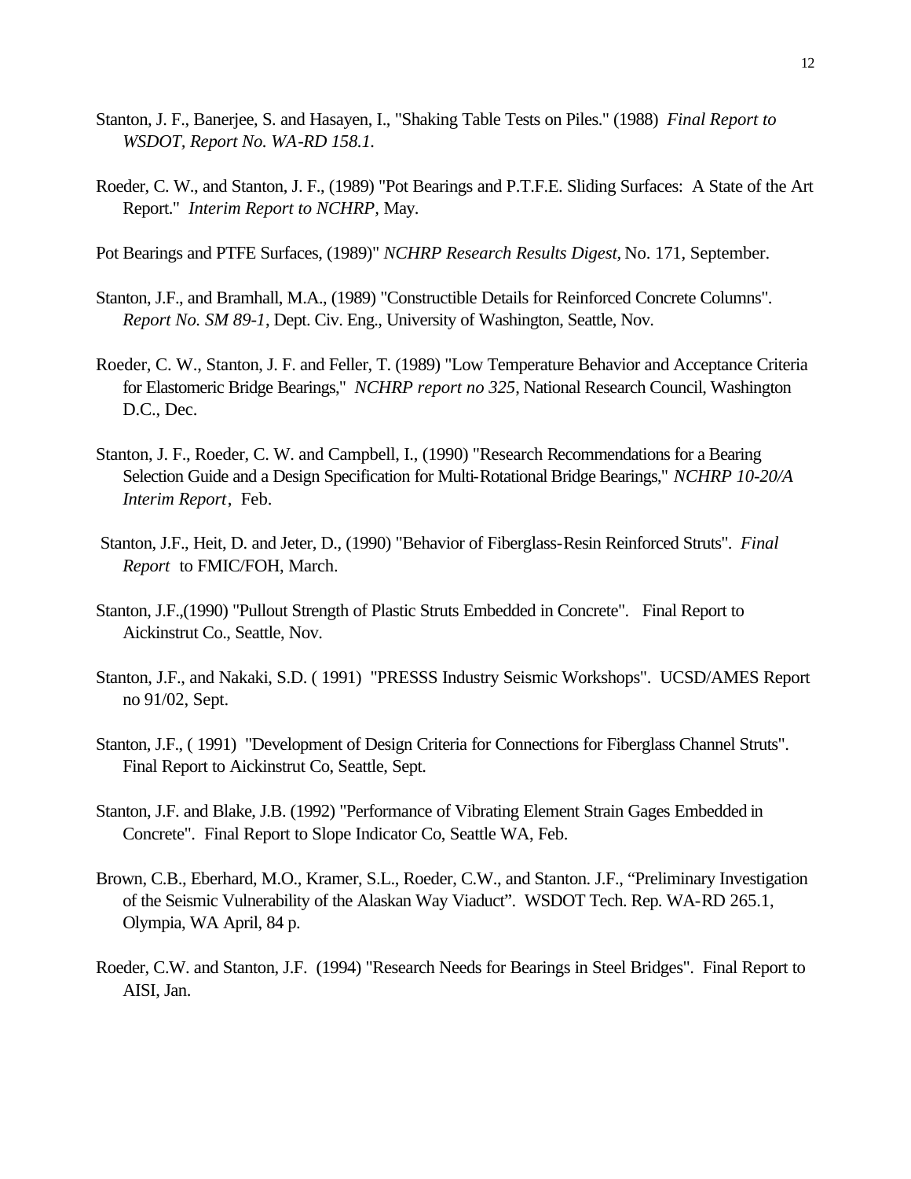Stanton, J. F., Banerjee, S. and Hasayen, I., "Shaking Table Tests on Piles." (1988) *Final Report to WSDOT, Report No. WA-RD 158.1.*

Roeder, C. W., and Stanton, J. F., (1989) "Pot Bearings and P.T.F.E. Sliding Surfaces: A State of the Art Report." *Interim Report to NCHRP,* May.

Pot Bearings and PTFE Surfaces, (1989)" *NCHRP Research Results Digest,* No. 171, September.

Stanton, J.F., and Bramhall, M.A., (1989) "Constructible Details for Reinforced Concrete Columns". *Report No. SM 89-1*, Dept. Civ. Eng., University of Washington, Seattle, Nov.

Roeder, C. W., Stanton, J. F. and Feller, T. (1989) "Low Temperature Behavior and Acceptance Criteria for Elastomeric Bridge Bearings," *NCHRP report no 325*, National Research Council, Washington D.C., Dec.

Stanton, J. F., Roeder, C. W. and Campbell, I., (1990) "Research Recommendations for a Bearing Selection Guide and a Design Specification for Multi-Rotational Bridge Bearings," *NCHRP 10-20/A Interim Report*, Feb.

Stanton, J.F., Heit, D. and Jeter, D., (1990) "Behavior of Fiberglass-Resin Reinforced Struts". *Final Report* to FMIC/FOH, March.

Stanton, J.F.,(1990) "Pullout Strength of Plastic Struts Embedded in Concrete". Final Report to Aickinstrut Co., Seattle, Nov.

Stanton, J.F., and Nakaki, S.D. ( 1991) "PRESSS Industry Seismic Workshops". UCSD/AMES Report no 91/02, Sept.

Stanton, J.F., ( 1991) "Development of Design Criteria for Connections for Fiberglass Channel Struts". Final Report to Aickinstrut Co, Seattle, Sept.

Stanton, J.F. and Blake, J.B. (1992) "Performance of Vibrating Element Strain Gages Embedded in Concrete". Final Report to Slope Indicator Co, Seattle WA, Feb.

Brown, C.B., Eberhard, M.O., Kramer, S.L., Roeder, C.W., and Stanton. J.F., "Preliminary Investigation of the Seismic Vulnerability of the Alaskan Way Viaduct". WSDOT Tech. Rep. WA-RD 265.1, Olympia, WA April, 84 p.

Roeder, C.W. and Stanton, J.F. (1994) "Research Needs for Bearings in Steel Bridges". Final Report to AISI, Jan.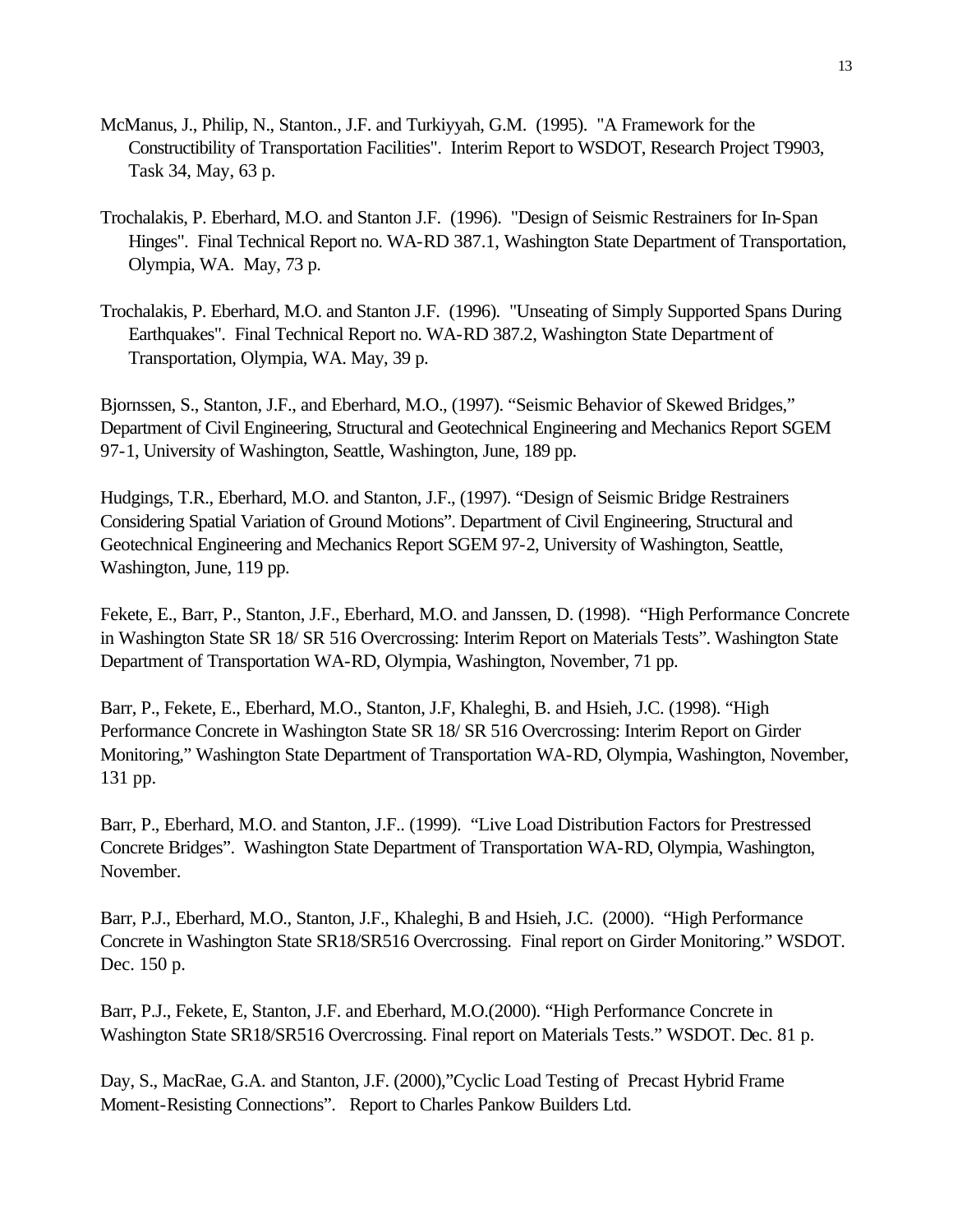McManus, J., Philip, N., Stanton., J.F. and Turkiyyah, G.M. (1995). "A Framework for the Constructibility of Transportation Facilities". Interim Report to WSDOT, Research Project T9903, Task 34, May, 63 p.

Trochalakis, P. Eberhard, M.O. and Stanton J.F. (1996). "Design of Seismic Restrainers for In-Span Hinges". Final Technical Report no. WA-RD 387.1, Washington State Department of Transportation, Olympia, WA. May, 73 p.

Trochalakis, P. Eberhard, M.O. and Stanton J.F. (1996). "Unseating of Simply Supported Spans During Earthquakes". Final Technical Report no. WA-RD 387.2, Washington State Department of Transportation, Olympia, WA. May, 39 p.

Bjornssen, S., Stanton, J.F., and Eberhard, M.O., (1997). "Seismic Behavior of Skewed Bridges," Department of Civil Engineering, Structural and Geotechnical Engineering and Mechanics Report SGEM 97-1, University of Washington, Seattle, Washington, June, 189 pp.

Hudgings, T.R., Eberhard, M.O. and Stanton, J.F., (1997). "Design of Seismic Bridge Restrainers Considering Spatial Variation of Ground Motions". Department of Civil Engineering, Structural and Geotechnical Engineering and Mechanics Report SGEM 97-2, University of Washington, Seattle, Washington, June, 119 pp.

Fekete, E., Barr, P., Stanton, J.F., Eberhard, M.O. and Janssen, D. (1998). "High Performance Concrete in Washington State SR 18/ SR 516 Overcrossing: Interim Report on Materials Tests". Washington State Department of Transportation WA-RD, Olympia, Washington, November, 71 pp.

Barr, P., Fekete, E., Eberhard, M.O., Stanton, J.F, Khaleghi, B. and Hsieh, J.C. (1998). "High Performance Concrete in Washington State SR 18/ SR 516 Overcrossing: Interim Report on Girder Monitoring," Washington State Department of Transportation WA-RD, Olympia, Washington, November, 131 pp.

Barr, P., Eberhard, M.O. and Stanton, J.F.. (1999). "Live Load Distribution Factors for Prestressed Concrete Bridges". Washington State Department of Transportation WA-RD, Olympia, Washington, November.

Barr, P.J., Eberhard, M.O., Stanton, J.F., Khaleghi, B and Hsieh, J.C. (2000). "High Performance Concrete in Washington State SR18/SR516 Overcrossing. Final report on Girder Monitoring." WSDOT. Dec. 150 p.

Barr, P.J., Fekete, E, Stanton, J.F. and Eberhard, M.O.(2000). "High Performance Concrete in Washington State SR18/SR516 Overcrossing. Final report on Materials Tests." WSDOT. Dec. 81 p.

Day, S., MacRae, G.A. and Stanton, J.F. (2000),"Cyclic Load Testing of Precast Hybrid Frame Moment-Resisting Connections". Report to Charles Pankow Builders Ltd.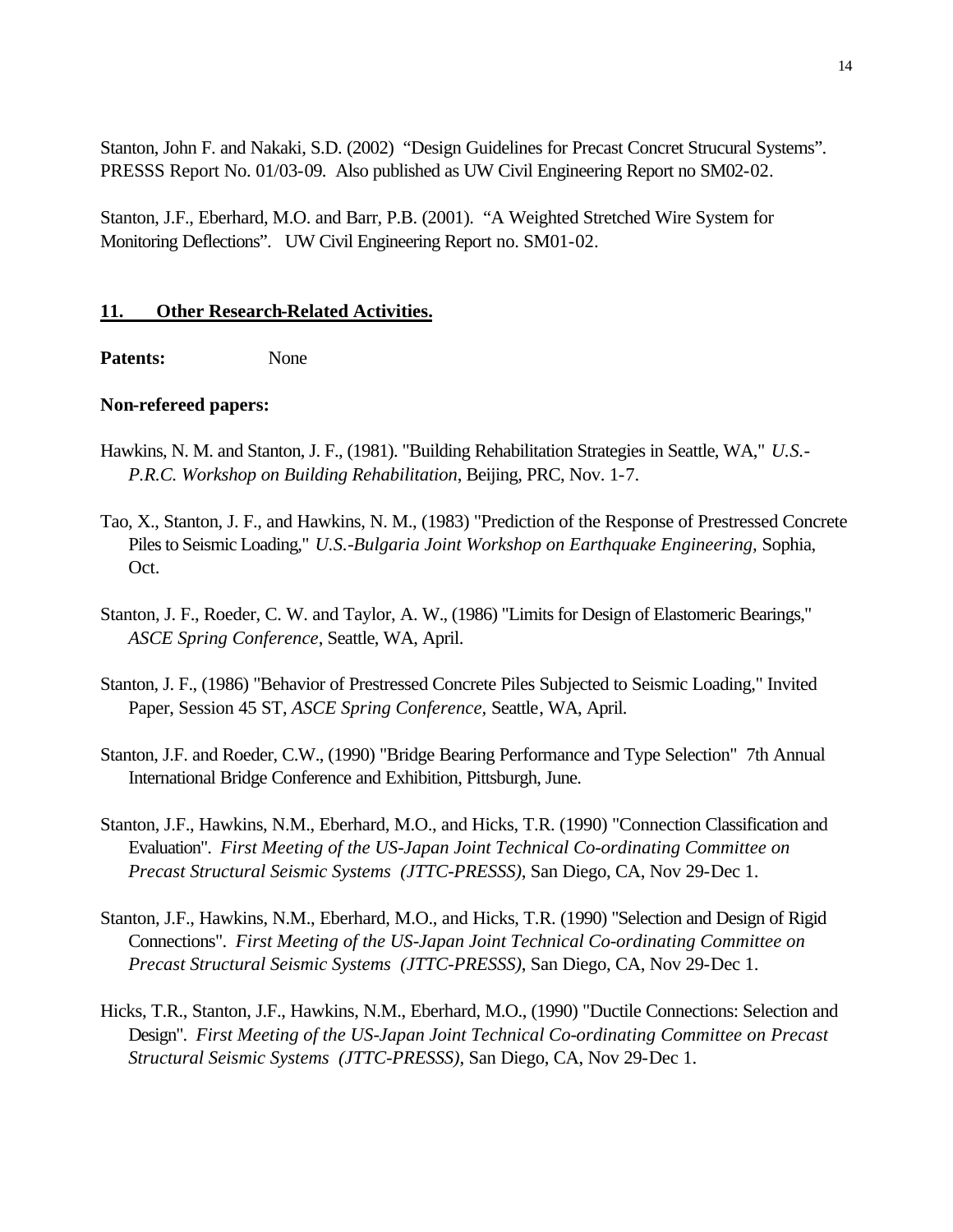Stanton, John F. and Nakaki, S.D. (2002) "Design Guidelines for Precast Concret Strucural Systems". PRESSS Report No. 01/03-09. Also published as UW Civil Engineering Report no SM02-02.

Stanton, J.F., Eberhard, M.O. and Barr, P.B. (2001). "A Weighted Stretched Wire System for Monitoring Deflections". UW Civil Engineering Report no. SM01-02.

## 11. Other Research-Related Activities.

**Patents:** None

**Non-refereed papers:**

Hawkins, N. M. and Stanton, J. F., (1981). "Building Rehabilitation Strategies in Seattle, WA," *U.S.-P.R.C. Workshop on Building Rehabilitation*, Beijing, PRC, Nov. 1-7.

Tao, X., Stanton, J. F., and Hawkins, N. M., (1983) "Prediction of the Response of Prestressed Concrete Piles to Seismic Loading," *U.S.-Bulgaria Joint Workshop on Earthquake Engineering,* Sophia, Oct.

Stanton, J. F., Roeder, C. W. and Taylor, A. W., (1986) "Limits for Design of Elastomeric Bearings," *ASCE Spring Conference*, Seattle, WA, April.

Stanton, J. F., (1986) "Behavior of Prestressed Concrete Piles Subjected to Seismic Loading," Invited Paper, Session 45 ST, *ASCE Spring Conference,* Seattle, WA, April.

Stanton, J.F. and Roeder, C.W., (1990) "Bridge Bearing Performance and Type Selection" 7th Annual International Bridge Conference and Exhibition, Pittsburgh, June.

Stanton, J.F., Hawkins, N.M., Eberhard, M.O., and Hicks, T.R. (1990) "Connection Classification and Evaluation". *First Meeting of the US-Japan Joint Technical Co-ordinating Committee on Precast Structural Seismic Systems (JTTC-PRESSS)*, San Diego, CA, Nov 29-Dec 1.

Stanton, J.F., Hawkins, N.M., Eberhard, M.O., and Hicks, T.R. (1990) "Selection and Design of Rigid Connections". *First Meeting of the US-Japan Joint Technical Co-ordinating Committee on Precast Structural Seismic Systems (JTTC-PRESSS)*, San Diego, CA, Nov 29-Dec 1.

Hicks, T.R., Stanton, J.F., Hawkins, N.M., Eberhard, M.O., (1990) "Ductile Connections: Selection and Design". *First Meeting of the US-Japan Joint Technical Co-ordinating Committee on Precast Structural Seismic Systems (JTTC-PRESSS)*, San Diego, CA, Nov 29-Dec 1.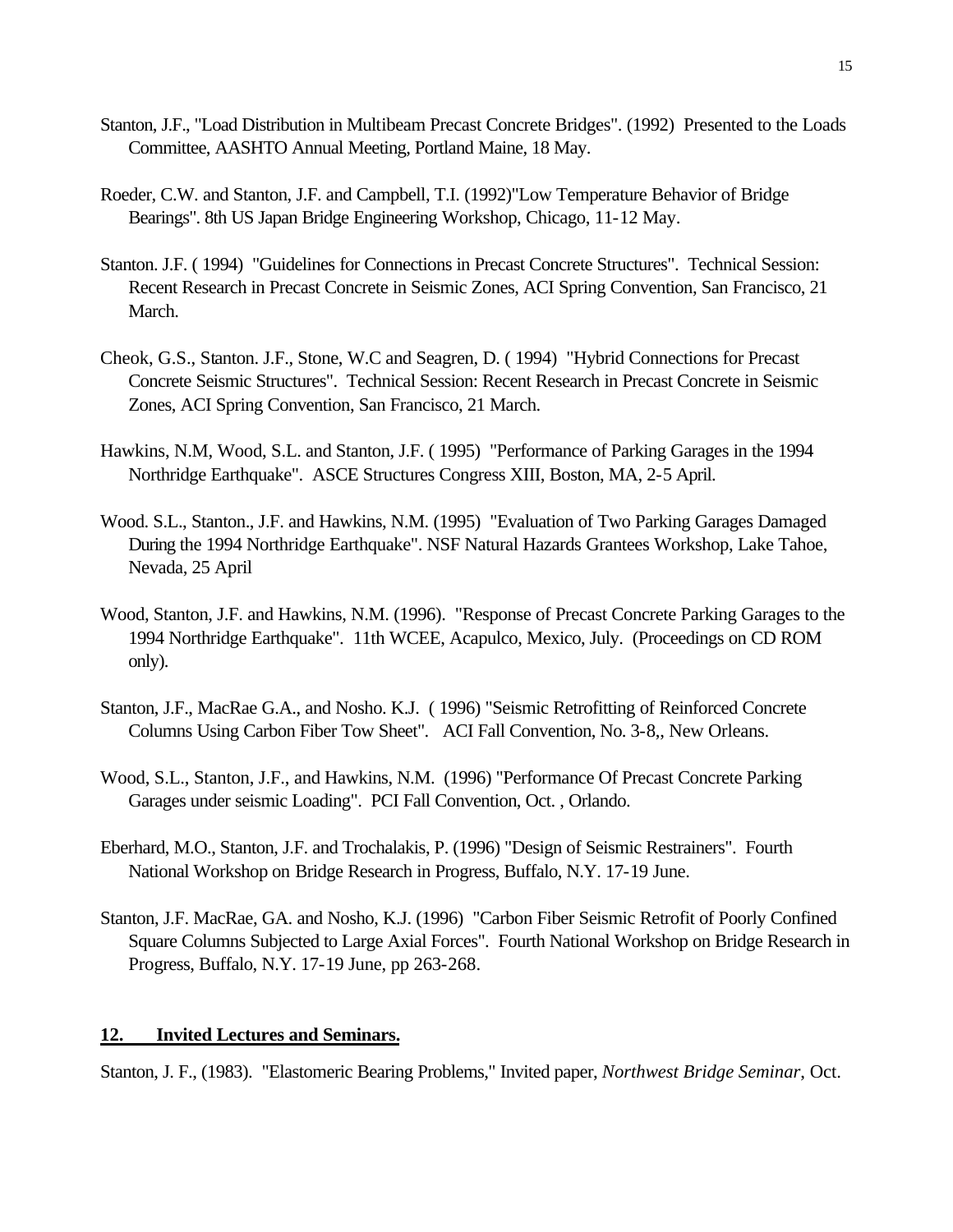Stanton, J.F., "Load Distribution in Multibeam Precast Concrete Bridges". (1992) Presented to the Loads Committee, AASHTO Annual Meeting, Portland Maine, 18 May.

Roeder, C.W. and Stanton, J.F. and Campbell, T.I. (1992)"Low Temperature Behavior of Bridge Bearings". 8th US Japan Bridge Engineering Workshop, Chicago, 11-12 May.

Stanton. J.F. ( 1994) "Guidelines for Connections in Precast Concrete Structures". Technical Session: Recent Research in Precast Concrete in Seismic Zones, ACI Spring Convention, San Francisco, 21 March.

Cheok, G.S., Stanton. J.F., Stone, W.C and Seagren, D. ( 1994) "Hybrid Connections for Precast Concrete Seismic Structures". Technical Session: Recent Research in Precast Concrete in Seismic Zones, ACI Spring Convention, San Francisco, 21 March.

Hawkins, N.M, Wood, S.L. and Stanton, J.F. ( 1995) "Performance of Parking Garages in the 1994 Northridge Earthquake". ASCE Structures Congress XIII, Boston, MA, 2-5 April.

Wood. S.L., Stanton., J.F. and Hawkins, N.M. (1995) "Evaluation of Two Parking Garages Damaged During the 1994 Northridge Earthquake". NSF Natural Hazards Grantees Workshop, Lake Tahoe, Nevada, 25 April

Wood, Stanton, J.F. and Hawkins, N.M. (1996). "Response of Precast Concrete Parking Garages to the 1994 Northridge Earthquake". 11th WCEE, Acapulco, Mexico, July. (Proceedings on CD ROM only).

Stanton, J.F., MacRae G.A., and Nosho. K.J. ( 1996) "Seismic Retrofitting of Reinforced Concrete Columns Using Carbon Fiber Tow Sheet". ACI Fall Convention, No. 3-8,, New Orleans.

Wood, S.L., Stanton, J.F., and Hawkins, N.M. (1996) "Performance Of Precast Concrete Parking Garages under seismic Loading". PCI Fall Convention, Oct. , Orlando.

Eberhard, M.O., Stanton, J.F. and Trochalakis, P. (1996) "Design of Seismic Restrainers". Fourth National Workshop on Bridge Research in Progress, Buffalo, N.Y. 17-19 June.

Stanton, J.F. MacRae, GA. and Nosho, K.J. (1996) "Carbon Fiber Seismic Retrofit of Poorly Confined Square Columns Subjected to Large Axial Forces". Fourth National Workshop on Bridge Research in Progress, Buffalo, N.Y. 17-19 June, pp 263-268.

## **12. Invited Lectures and Seminars.**

Stanton, J. F., (1983). "Elastomeric Bearing Problems," Invited paper, *Northwest Bridge Seminar*, Oct.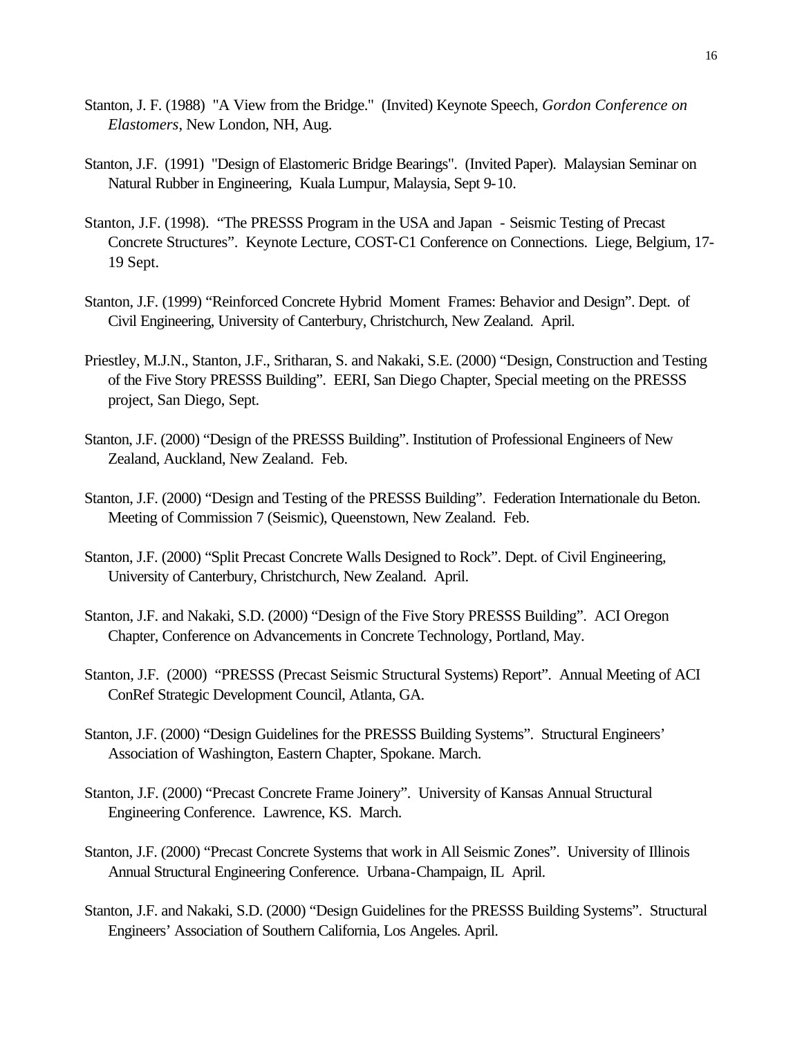Stanton, J. F. (1988) "A View from the Bridge." (Invited) Keynote Speech, *Gordon Conference on Elastomers*, New London, NH, Aug.

Stanton, J.F. (1991) "Design of Elastomeric Bridge Bearings". (Invited Paper). Malaysian Seminar on Natural Rubber in Engineering, Kuala Lumpur, Malaysia, Sept 9-10.

Stanton, J.F. (1998). "The PRESSS Program in the USA and Japan - Seismic Testing of Precast Concrete Structures". Keynote Lecture, COST-C1 Conference on Connections. Liege, Belgium, 17-19 Sept.

Stanton, J.F. (1999) "Reinforced Concrete Hybrid Moment Frames: Behavior and Design". Dept. of Civil Engineering, University of Canterbury, Christchurch, New Zealand. April.

Priestley, M.J.N., Stanton, J.F., Sritharan, S. and Nakaki, S.E. (2000) "Design, Construction and Testing of the Five Story PRESSS Building". EERI, San Diego Chapter, Special meeting on the PRESSS project, San Diego, Sept.

Stanton, J.F. (2000) "Design of the PRESSS Building". Institution of Professional Engineers of New Zealand, Auckland, New Zealand. Feb.

Stanton, J.F. (2000) "Design and Testing of the PRESSS Building". Federation Internationale du Beton. Meeting of Commission 7 (Seismic), Queenstown, New Zealand. Feb.

Stanton, J.F. (2000) "Split Precast Concrete Walls Designed to Rock". Dept. of Civil Engineering, University of Canterbury, Christchurch, New Zealand. April.

Stanton, J.F. and Nakaki, S.D. (2000) "Design of the Five Story PRESSS Building". ACI Oregon Chapter, Conference on Advancements in Concrete Technology, Portland, May.

Stanton, J.F. (2000) "PRESSS (Precast Seismic Structural Systems) Report". Annual Meeting of ACI ConRef Strategic Development Council, Atlanta, GA.

Stanton, J.F. (2000) "Design Guidelines for the PRESSS Building Systems". Structural Engineers' Association of Washington, Eastern Chapter, Spokane. March.

Stanton, J.F. (2000) "Precast Concrete Frame Joinery". University of Kansas Annual Structural Engineering Conference. Lawrence, KS. March.

Stanton, J.F. (2000) "Precast Concrete Systems that work in All Seismic Zones". University of Illinois Annual Structural Engineering Conference. Urbana-Champaign, IL April.

Stanton, J.F. and Nakaki, S.D. (2000) "Design Guidelines for the PRESSS Building Systems". Structural Engineers' Association of Southern California, Los Angeles. April.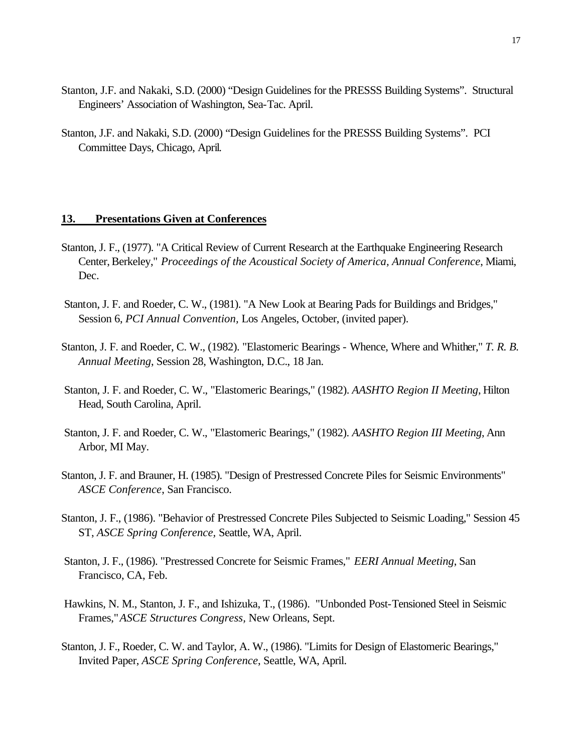Stanton, J.F. and Nakaki, S.D. (2000) “Design Guidelines for the PRESSS Building Systems”. Structural Engineers’ Association of Washington, Sea-Tac. April.

Stanton, J.F. and Nakaki, S.D. (2000) “Design Guidelines for the PRESSS Building Systems”. PCI Committee Days, Chicago, April.

## 13. Presentations Given at Conferences

Stanton, J. F., (1977). "A Critical Review of Current Research at the Earthquake Engineering Research Center, Berkeley," *Proceedings of the Acoustical Society of America, Annual Conference*, Miami, Dec.

Stanton, J. F. and Roeder, C. W., (1981). "A New Look at Bearing Pads for Buildings and Bridges," Session 6, *PCI Annual Convention*, Los Angeles, October, (invited paper).

Stanton, J. F. and Roeder, C. W., (1982). "Elastomeric Bearings - Whence, Where and Whither," *T. R. B. Annual Meeting*, Session 28, Washington, D.C., 18 Jan.

Stanton, J. F. and Roeder, C. W., "Elastomeric Bearings," (1982). *AASHTO Region II Meeting*, Hilton Head, South Carolina, April.

Stanton, J. F. and Roeder, C. W., "Elastomeric Bearings," (1982). *AASHTO Region III Meeting*, Ann Arbor, MI May.

Stanton, J. F. and Brauner, H. (1985). "Design of Prestressed Concrete Piles for Seismic Environments" *ASCE Conference*, San Francisco.

Stanton, J. F., (1986). "Behavior of Prestressed Concrete Piles Subjected to Seismic Loading," Session 45 ST, *ASCE Spring Conference*, Seattle, WA, April.

Stanton, J. F., (1986). "Prestressed Concrete for Seismic Frames," *EERI Annual Meeting*, San Francisco, CA, Feb.

Hawkins, N. M., Stanton, J. F., and Ishizuka, T., (1986). "Unbonded Post-Tensioned Steel in Seismic Frames," *ASCE Structures Congress*, New Orleans, Sept.

Stanton, J. F., Roeder, C. W. and Taylor, A. W., (1986). "Limits for Design of Elastomeric Bearings," Invited Paper, *ASCE Spring Conference*, Seattle, WA, April.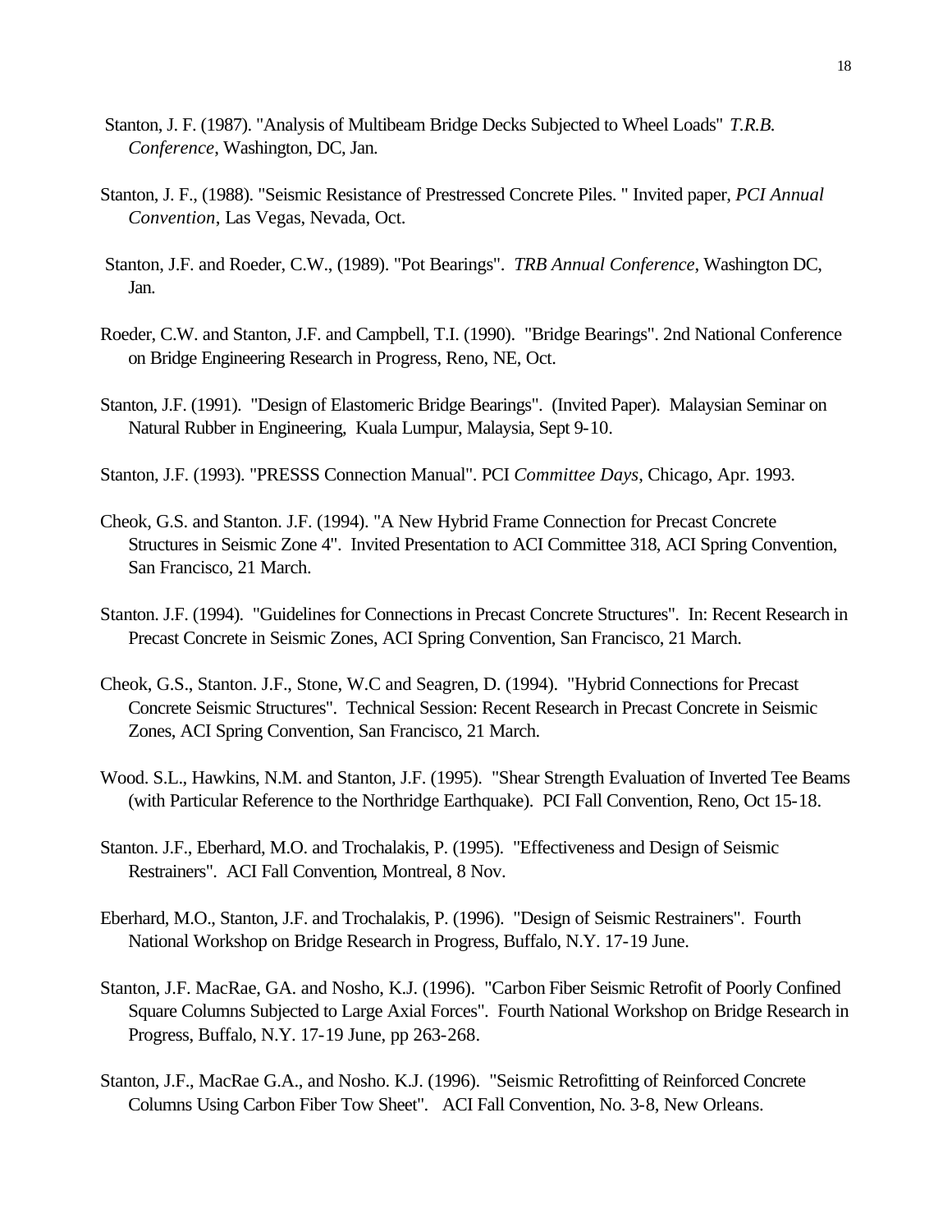Stanton, J. F. (1987). "Analysis of Multibeam Bridge Decks Subjected to Wheel Loads" *T.R.B. Conference*, Washington, DC, Jan.

Stanton, J. F., (1988). "Seismic Resistance of Prestressed Concrete Piles. " Invited paper, *PCI Annual Convention*, Las Vegas, Nevada, Oct.

Stanton, J.F. and Roeder, C.W., (1989). "Pot Bearings". *TRB Annual Conference*, Washington DC, Jan.

Roeder, C.W. and Stanton, J.F. and Campbell, T.I. (1990). "Bridge Bearings". 2nd National Conference on Bridge Engineering Research in Progress, Reno, NE, Oct.

Stanton, J.F. (1991). "Design of Elastomeric Bridge Bearings". (Invited Paper). Malaysian Seminar on Natural Rubber in Engineering, Kuala Lumpur, Malaysia, Sept 9-10.

Stanton, J.F. (1993). "PRESSS Connection Manual". PCI *Committee Days*, Chicago, Apr. 1993.

Cheok, G.S. and Stanton. J.F. (1994). "A New Hybrid Frame Connection for Precast Concrete Structures in Seismic Zone 4". Invited Presentation to ACI Committee 318, ACI Spring Convention, San Francisco, 21 March.

Stanton. J.F. (1994). "Guidelines for Connections in Precast Concrete Structures". In: Recent Research in Precast Concrete in Seismic Zones, ACI Spring Convention, San Francisco, 21 March.

Cheok, G.S., Stanton. J.F., Stone, W.C and Seagren, D. (1994). "Hybrid Connections for Precast Concrete Seismic Structures". Technical Session: Recent Research in Precast Concrete in Seismic Zones, ACI Spring Convention, San Francisco, 21 March.

Wood. S.L., Hawkins, N.M. and Stanton, J.F. (1995). "Shear Strength Evaluation of Inverted Tee Beams (with Particular Reference to the Northridge Earthquake). PCI Fall Convention, Reno, Oct 15-18.

Stanton. J.F., Eberhard, M.O. and Trochalakis, P. (1995). "Effectiveness and Design of Seismic Restrainers". ACI Fall Convention, Montreal, 8 Nov.

Eberhard, M.O., Stanton, J.F. and Trochalakis, P. (1996). "Design of Seismic Restrainers". Fourth National Workshop on Bridge Research in Progress, Buffalo, N.Y. 17-19 June.

Stanton, J.F. MacRae, GA. and Nosho, K.J. (1996). "Carbon Fiber Seismic Retrofit of Poorly Confined Square Columns Subjected to Large Axial Forces". Fourth National Workshop on Bridge Research in Progress, Buffalo, N.Y. 17-19 June, pp 263-268.

Stanton, J.F., MacRae G.A., and Nosho. K.J. (1996). "Seismic Retrofitting of Reinforced Concrete Columns Using Carbon Fiber Tow Sheet". ACI Fall Convention, No. 3-8, New Orleans.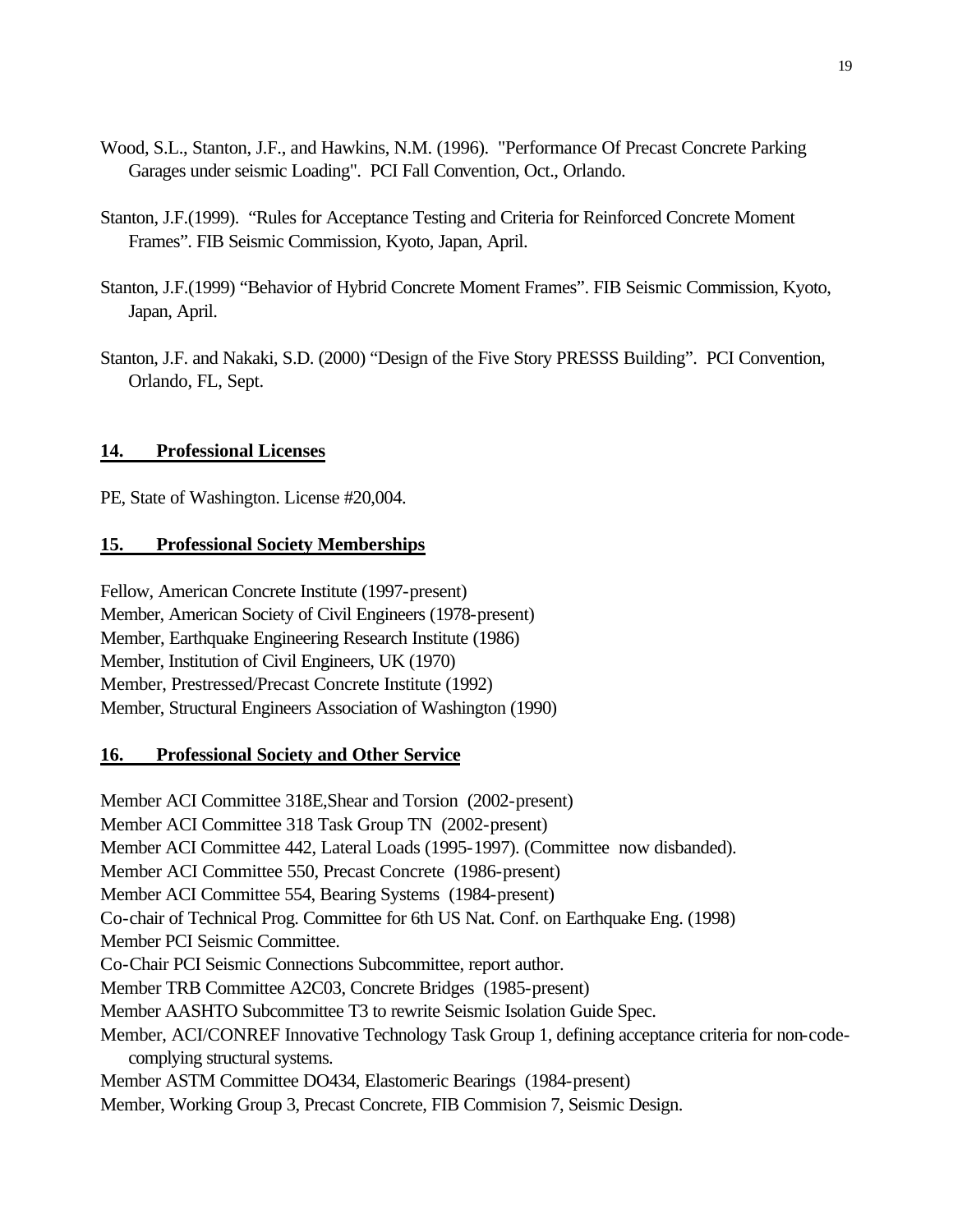Wood, S.L., Stanton, J.F., and Hawkins, N.M. (1996). "Performance Of Precast Concrete Parking Garages under seismic Loading". PCI Fall Convention, Oct., Orlando.

Stanton, J.F.(1999). "Rules for Acceptance Testing and Criteria for Reinforced Concrete Moment Frames". FIB Seismic Commission, Kyoto, Japan, April.

Stanton, J.F.(1999) "Behavior of Hybrid Concrete Moment Frames". FIB Seismic Commission, Kyoto, Japan, April.

Stanton, J.F. and Nakaki, S.D. (2000) "Design of the Five Story PRESSS Building". PCI Convention, Orlando, FL, Sept.

## 14. Professional Licenses

PE, State of Washington. License #20,004.

## 15. Professional Society Memberships

Fellow, American Concrete Institute (1997-present)
Member, American Society of Civil Engineers (1978-present)
Member, Earthquake Engineering Research Institute (1986)
Member, Institution of Civil Engineers, UK (1970)
Member, Prestressed/Precast Concrete Institute (1992)
Member, Structural Engineers Association of Washington (1990)

## 16. Professional Society and Other Service

Member ACI Committee 318E,Shear and Torsion (2002-present)
Member ACI Committee 318 Task Group TN (2002-present)
Member ACI Committee 442, Lateral Loads (1995-1997). (Committee now disbanded).
Member ACI Committee 550, Precast Concrete (1986-present)
Member ACI Committee 554, Bearing Systems (1984-present)
Co-chair of Technical Prog. Committee for 6th US Nat. Conf. on Earthquake Eng. (1998)
Member PCI Seismic Committee.
Co-Chair PCI Seismic Connections Subcommittee, report author.
Member TRB Committee A2C03, Concrete Bridges (1985-present)
Member AASHTO Subcommittee T3 to rewrite Seismic Isolation Guide Spec.
Member, ACI/CONREF Innovative Technology Task Group 1, defining acceptance criteria for non-code-complying structural systems.
Member ASTM Committee DO434, Elastomeric Bearings (1984-present)
Member, Working Group 3, Precast Concrete, FIB Commision 7, Seismic Design.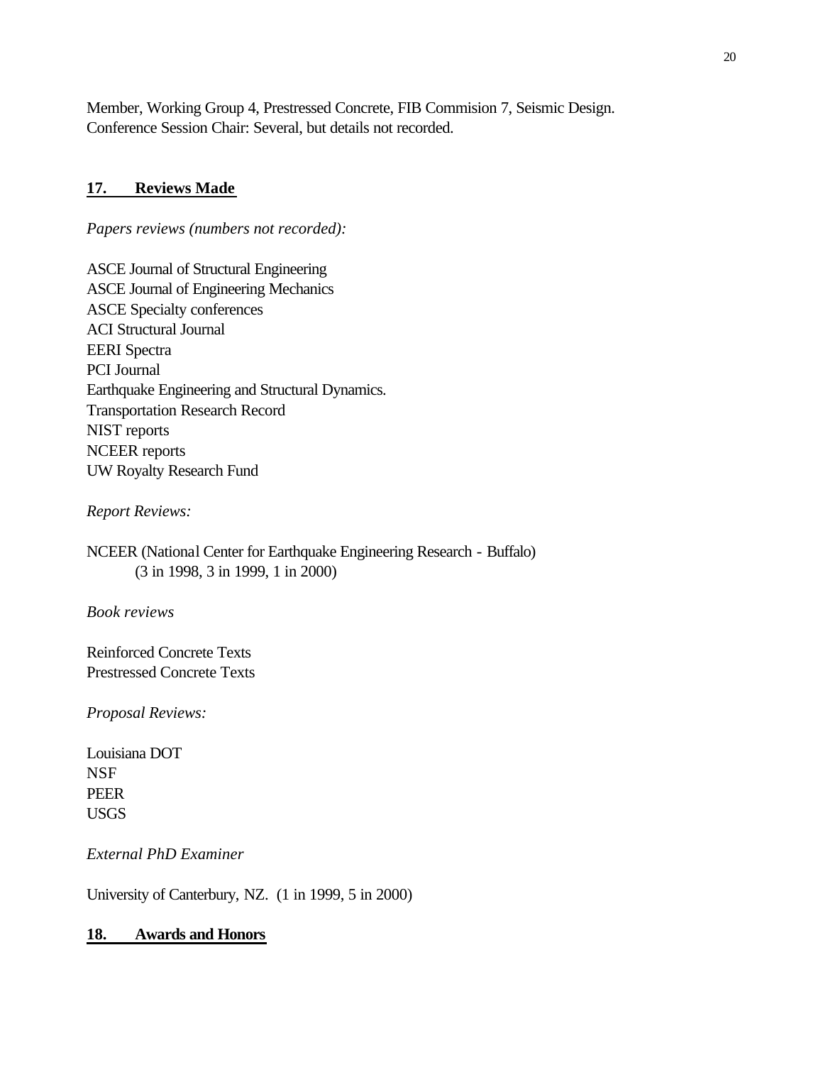Member, Working Group 4, Prestressed Concrete, FIB Commision 7, Seismic Design.
Conference Session Chair: Several, but details not recorded.

## 17. Reviews Made

*Papers reviews (numbers not recorded):*

ASCE Journal of Structural Engineering
ASCE Journal of Engineering Mechanics
ASCE Specialty conferences
ACI Structural Journal
EERI Spectra
PCI Journal
Earthquake Engineering and Structural Dynamics.
Transportation Research Record
NIST reports
NCEER reports
UW Royalty Research Fund

*Report Reviews:*

NCEER (National Center for Earthquake Engineering Research - Buffalo)
(3 in 1998, 3 in 1999, 1 in 2000)

*Book reviews*

Reinforced Concrete Texts
Prestressed Concrete Texts

*Proposal Reviews:*

Louisiana DOT
NSF
PEER
USGS

*External PhD Examiner*

University of Canterbury, NZ. (1 in 1999, 5 in 2000)

## 18. Awards and Honors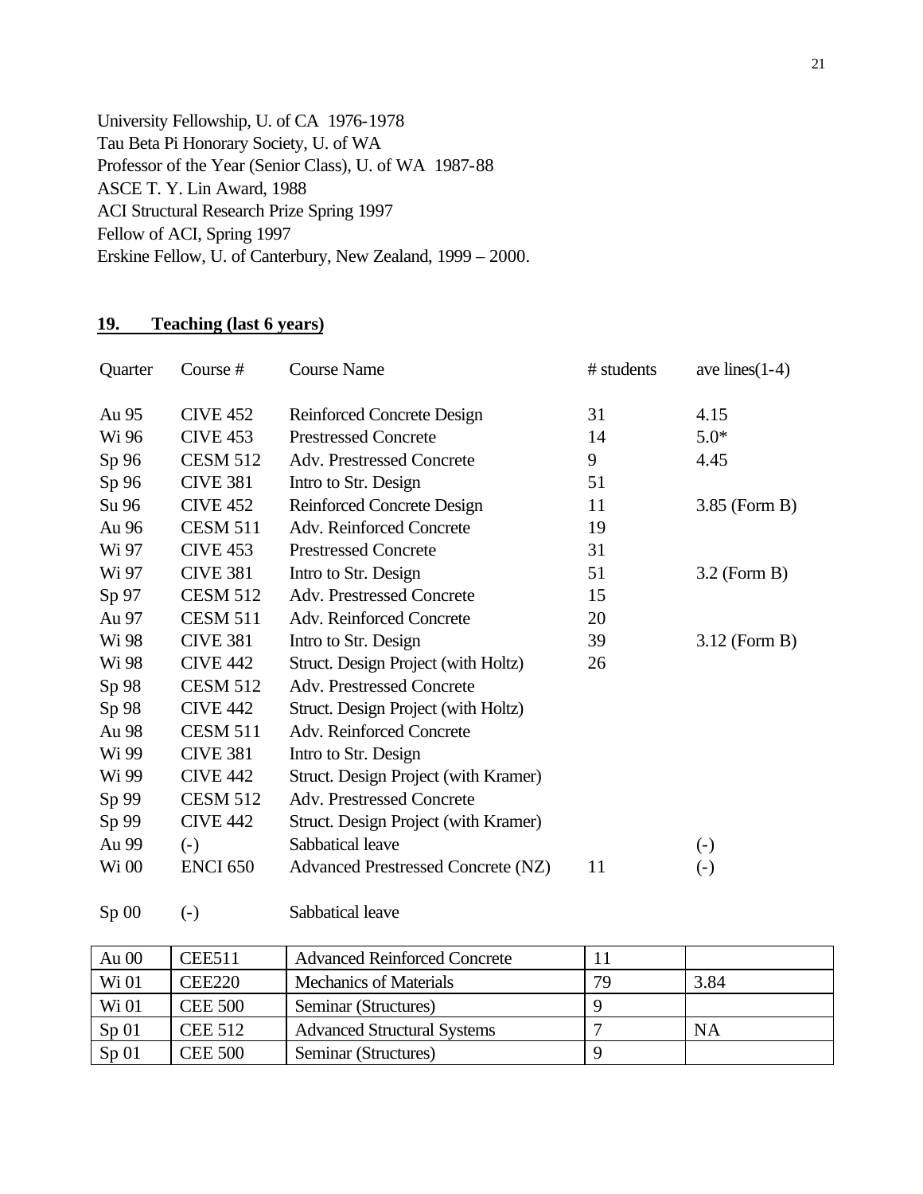University Fellowship, U. of CA 1976-1978
Tau Beta Pi Honorary Society, U. of WA
Professor of the Year (Senior Class), U. of WA 1987-88
ASCE T. Y. Lin Award, 1988
ACI Structural Research Prize Spring 1997
Fellow of ACI, Spring 1997
Erskine Fellow, U. of Canterbury, New Zealand, 1999 – 2000.

**19. Teaching (last 6 years)**

| Quarter | Course # | Course Name | # students | ave lines(1-4) |
|---|---|---|---|---|
| Au 95 | CIVE 452 | Reinforced Concrete Design | 31 | 4.15 |
| Wi 96 | CIVE 453 | Prestressed Concrete | 14 | 5.0* |
| Sp 96 | CESM 512 | Adv. Prestressed Concrete | 9 | 4.45 |
| Sp 96 | CIVE 381 | Intro to Str. Design | 51 | |
| Su 96 | CIVE 452 | Reinforced Concrete Design | 11 | 3.85 (Form B) |
| Au 96 | CESM 511 | Adv. Reinforced Concrete | 19 | |
| Wi 97 | CIVE 453 | Prestressed Concrete | 31 | |
| Wi 97 | CIVE 381 | Intro to Str. Design | 51 | 3.2 (Form B) |
| Sp 97 | CESM 512 | Adv. Prestressed Concrete | 15 | |
| Au 97 | CESM 511 | Adv. Reinforced Concrete | 20 | |
| Wi 98 | CIVE 381 | Intro to Str. Design | 39 | 3.12 (Form B) |
| Wi 98 | CIVE 442 | Struct. Design Project (with Holtz) | 26 | |
| Sp 98 | CESM 512 | Adv. Prestressed Concrete | | |
| Sp 98 | CIVE 442 | Struct. Design Project (with Holtz) | | |
| Au 98 | CESM 511 | Adv. Reinforced Concrete | | |
| Wi 99 | CIVE 381 | Intro to Str. Design | | |
| Wi 99 | CIVE 442 | Struct. Design Project (with Kramer) | | |
| Sp 99 | CESM 512 | Adv. Prestressed Concrete | | |
| Sp 99 | CIVE 442 | Struct. Design Project (with Kramer) | | |
| Au 99 | (-) | Sabbatical leave | | (-) |
| Wi 00 | ENCI 650 | Advanced Prestressed Concrete (NZ) | 11 | (-) |
| Sp 00 | (-) | Sabbatical leave | | |
| Au 00 | CEE511 | Advanced Reinforced Concrete | 11 | |
| Wi 01 | CEE220 | Mechanics of Materials | 79 | 3.84 |
| Wi 01 | CEE 500 | Seminar (Structures) | 9 | |
| Sp 01 | CEE 512 | Advanced Structural Systems | 7 | NA |
| Sp 01 | CEE 500 | Seminar (Structures) | 9 | |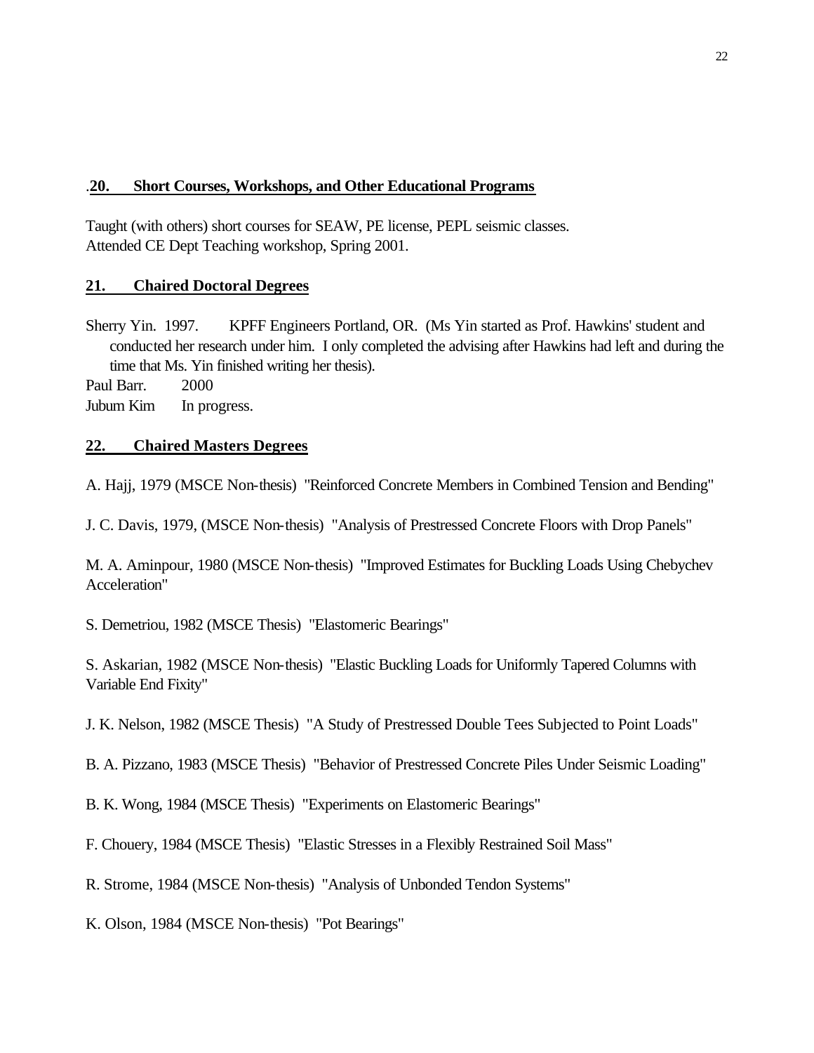## .20. Short Courses, Workshops, and Other Educational Programs

Taught (with others) short courses for SEAW, PE license, PEPL seismic classes.
Attended CE Dept Teaching workshop, Spring 2001.

## 21. Chaired Doctoral Degrees

Sherry Yin. 1997. KPFF Engineers Portland, OR. (Ms Yin started as Prof. Hawkins' student and conducted her research under him. I only completed the advising after Hawkins had left and during the time that Ms. Yin finished writing her thesis).
Paul Barr. 2000
Jubum Kim In progress.

## 22. Chaired Masters Degrees

A. Hajj, 1979 (MSCE Non-thesis) "Reinforced Concrete Members in Combined Tension and Bending"

J. C. Davis, 1979, (MSCE Non-thesis) "Analysis of Prestressed Concrete Floors with Drop Panels"

M. A. Aminpour, 1980 (MSCE Non-thesis) "Improved Estimates for Buckling Loads Using Chebychev Acceleration"

S. Demetriou, 1982 (MSCE Thesis) "Elastomeric Bearings"

S. Askarian, 1982 (MSCE Non-thesis) "Elastic Buckling Loads for Uniformly Tapered Columns with Variable End Fixity"

J. K. Nelson, 1982 (MSCE Thesis) "A Study of Prestressed Double Tees Subjected to Point Loads"

B. A. Pizzano, 1983 (MSCE Thesis) "Behavior of Prestressed Concrete Piles Under Seismic Loading"

B. K. Wong, 1984 (MSCE Thesis) "Experiments on Elastomeric Bearings"

F. Chouery, 1984 (MSCE Thesis) "Elastic Stresses in a Flexibly Restrained Soil Mass"

R. Strome, 1984 (MSCE Non-thesis) "Analysis of Unbonded Tendon Systems"

K. Olson, 1984 (MSCE Non-thesis) "Pot Bearings"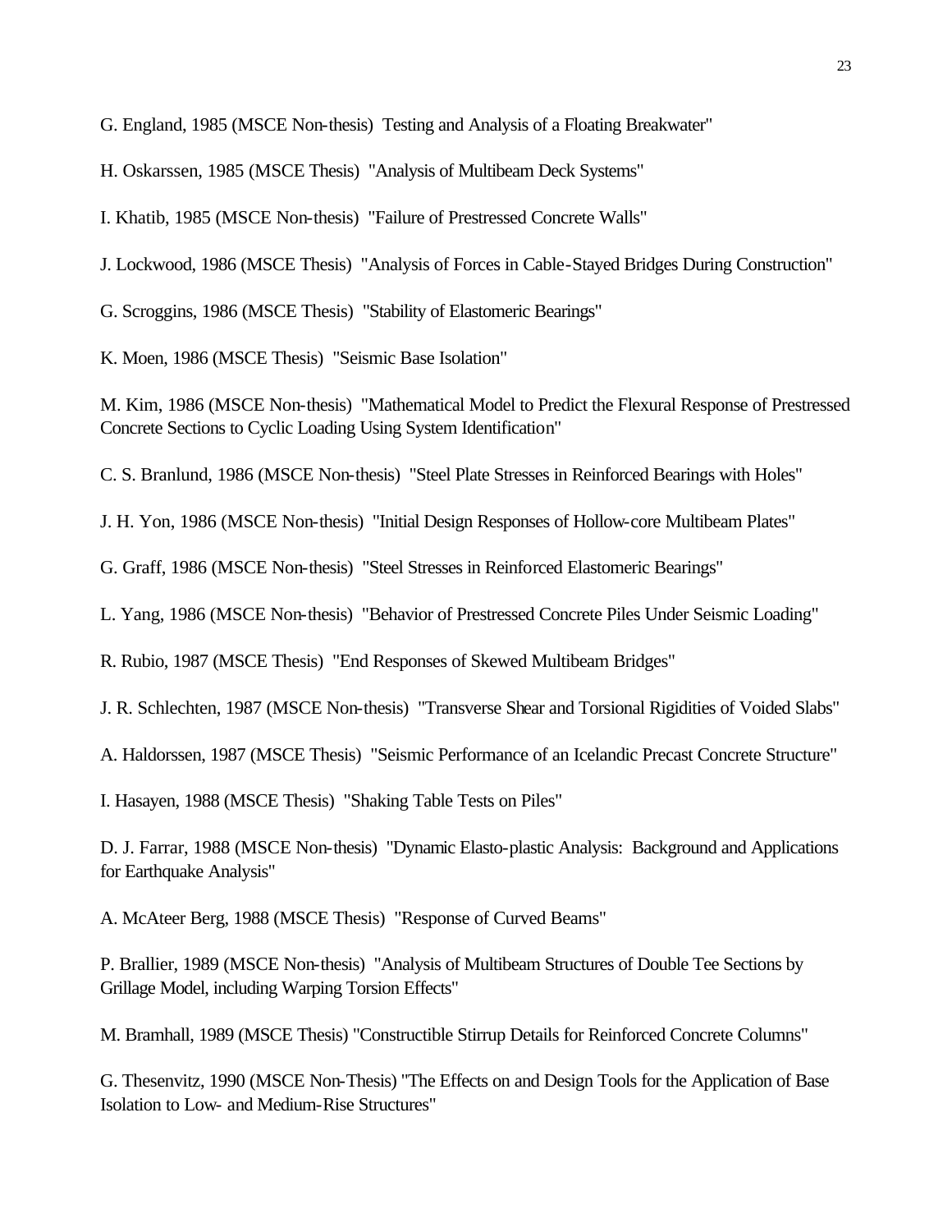G. England, 1985 (MSCE Non-thesis) Testing and Analysis of a Floating Breakwater"

H. Oskarssen, 1985 (MSCE Thesis) "Analysis of Multibeam Deck Systems"

I. Khatib, 1985 (MSCE Non-thesis) "Failure of Prestressed Concrete Walls"

J. Lockwood, 1986 (MSCE Thesis) "Analysis of Forces in Cable-Stayed Bridges During Construction"

G. Scroggins, 1986 (MSCE Thesis) "Stability of Elastomeric Bearings"

K. Moen, 1986 (MSCE Thesis) "Seismic Base Isolation"

M. Kim, 1986 (MSCE Non-thesis) "Mathematical Model to Predict the Flexural Response of Prestressed Concrete Sections to Cyclic Loading Using System Identification"

C. S. Branlund, 1986 (MSCE Non-thesis) "Steel Plate Stresses in Reinforced Bearings with Holes"

J. H. Yon, 1986 (MSCE Non-thesis) "Initial Design Responses of Hollow-core Multibeam Plates"

G. Graff, 1986 (MSCE Non-thesis) "Steel Stresses in Reinforced Elastomeric Bearings"

L. Yang, 1986 (MSCE Non-thesis) "Behavior of Prestressed Concrete Piles Under Seismic Loading"

R. Rubio, 1987 (MSCE Thesis) "End Responses of Skewed Multibeam Bridges"

J. R. Schlechten, 1987 (MSCE Non-thesis) "Transverse Shear and Torsional Rigidities of Voided Slabs"

A. Haldorssen, 1987 (MSCE Thesis) "Seismic Performance of an Icelandic Precast Concrete Structure"

I. Hasayen, 1988 (MSCE Thesis) "Shaking Table Tests on Piles"

D. J. Farrar, 1988 (MSCE Non-thesis) "Dynamic Elasto-plastic Analysis: Background and Applications for Earthquake Analysis"

A. McAteer Berg, 1988 (MSCE Thesis) "Response of Curved Beams"

P. Brallier, 1989 (MSCE Non-thesis) "Analysis of Multibeam Structures of Double Tee Sections by Grillage Model, including Warping Torsion Effects"

M. Bramhall, 1989 (MSCE Thesis) "Constructible Stirrup Details for Reinforced Concrete Columns"

G. Thesenvitz, 1990 (MSCE Non-Thesis) "The Effects on and Design Tools for the Application of Base Isolation to Low- and Medium-Rise Structures"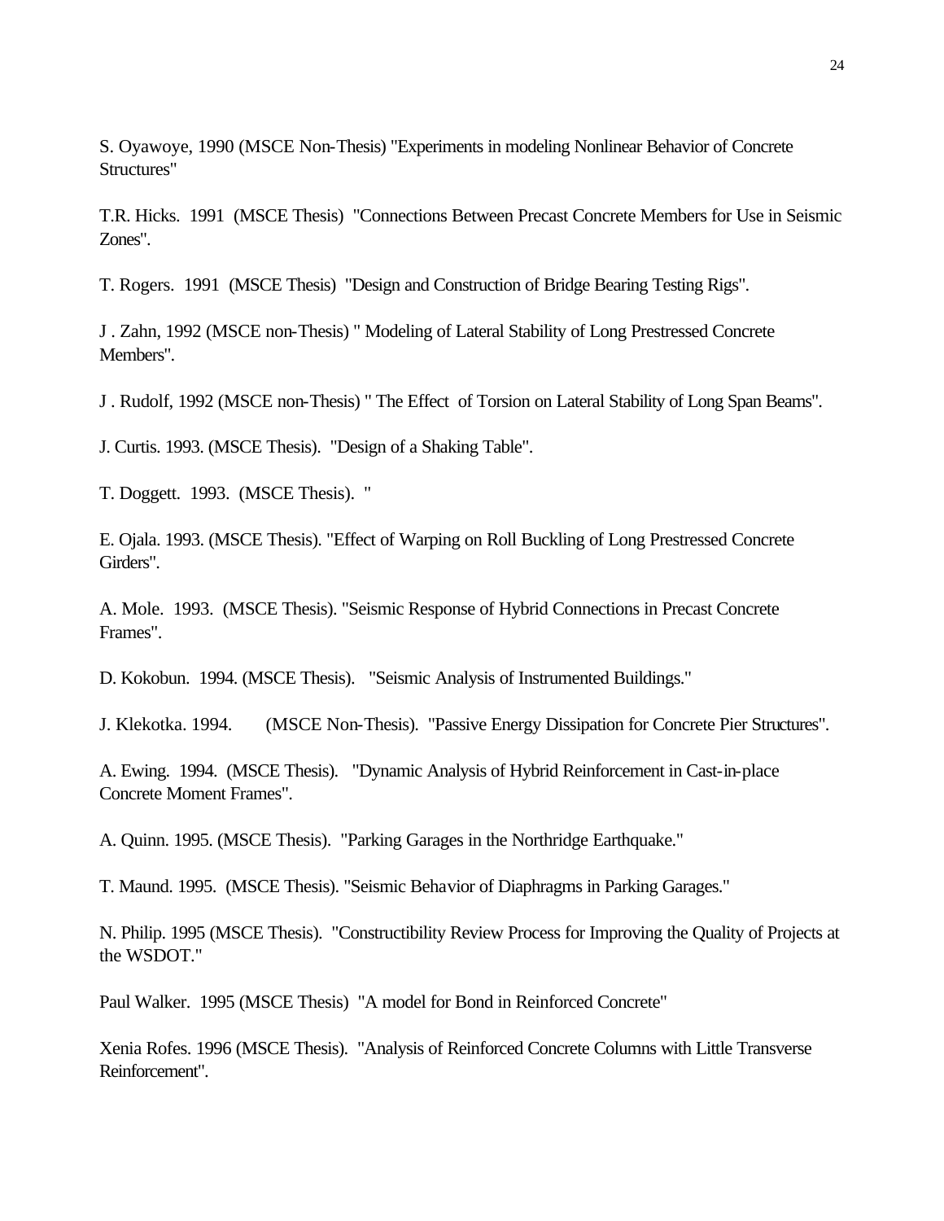S. Oyawoye, 1990 (MSCE Non-Thesis) "Experiments in modeling Nonlinear Behavior of Concrete Structures"

T.R. Hicks. 1991 (MSCE Thesis) "Connections Between Precast Concrete Members for Use in Seismic Zones".

T. Rogers. 1991 (MSCE Thesis) "Design and Construction of Bridge Bearing Testing Rigs".

J . Zahn, 1992 (MSCE non-Thesis) " Modeling of Lateral Stability of Long Prestressed Concrete Members".

J . Rudolf, 1992 (MSCE non-Thesis) " The Effect of Torsion on Lateral Stability of Long Span Beams".

J. Curtis. 1993. (MSCE Thesis). "Design of a Shaking Table".

T. Doggett. 1993. (MSCE Thesis). "

E. Ojala. 1993. (MSCE Thesis). "Effect of Warping on Roll Buckling of Long Prestressed Concrete Girders".

A. Mole. 1993. (MSCE Thesis). "Seismic Response of Hybrid Connections in Precast Concrete Frames".

D. Kokobun. 1994. (MSCE Thesis). "Seismic Analysis of Instrumented Buildings."

J. Klekotka. 1994. (MSCE Non-Thesis). "Passive Energy Dissipation for Concrete Pier Structures".

A. Ewing. 1994. (MSCE Thesis). "Dynamic Analysis of Hybrid Reinforcement in Cast-in-place Concrete Moment Frames".

A. Quinn. 1995. (MSCE Thesis). "Parking Garages in the Northridge Earthquake."

T. Maund. 1995. (MSCE Thesis). "Seismic Behavior of Diaphragms in Parking Garages."

N. Philip. 1995 (MSCE Thesis). "Constructibility Review Process for Improving the Quality of Projects at the WSDOT."

Paul Walker. 1995 (MSCE Thesis) "A model for Bond in Reinforced Concrete"

Xenia Rofes. 1996 (MSCE Thesis). "Analysis of Reinforced Concrete Columns with Little Transverse Reinforcement".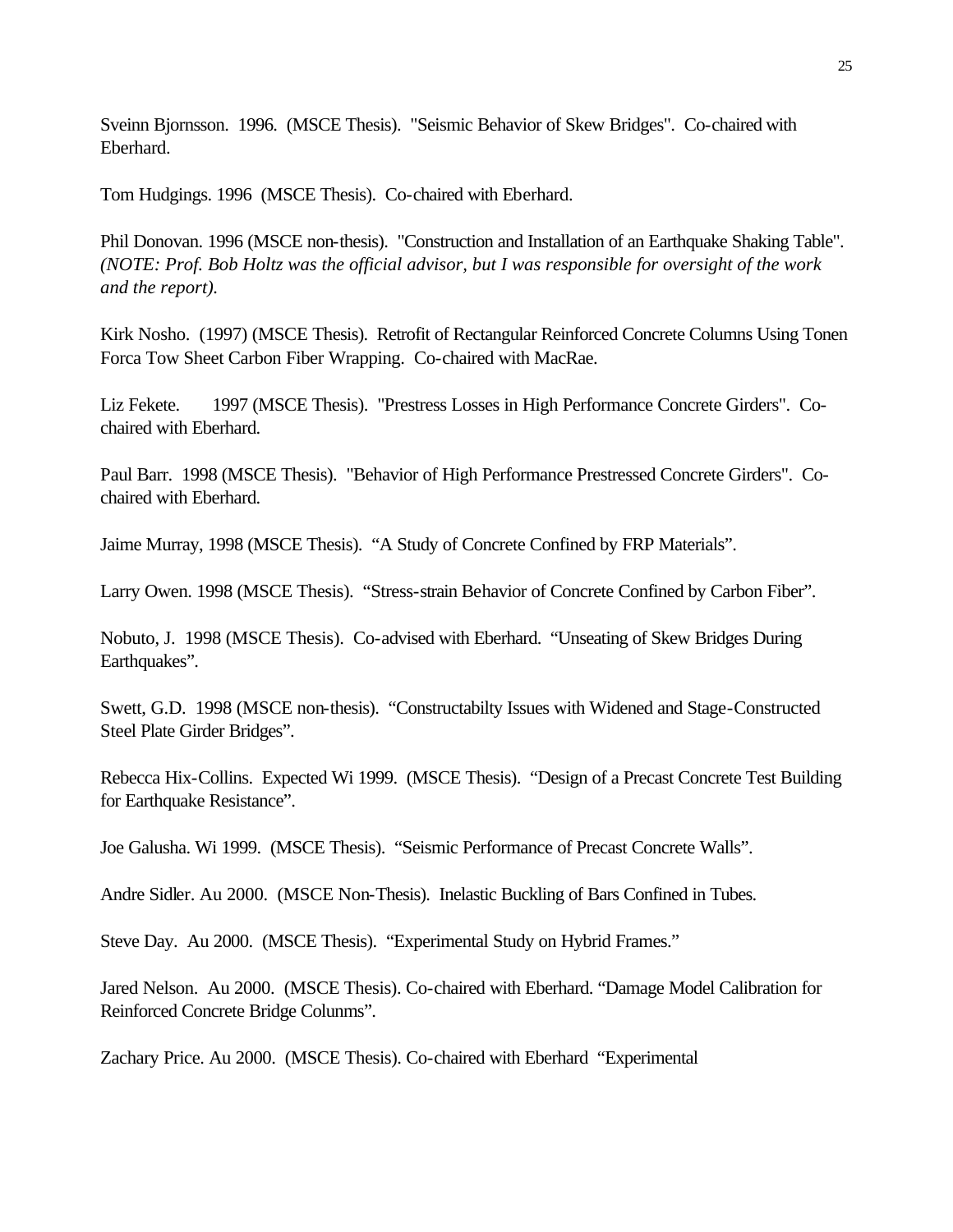Sveinn Bjornsson. 1996. (MSCE Thesis). "Seismic Behavior of Skew Bridges". Co-chaired with Eberhard.

Tom Hudgings. 1996 (MSCE Thesis). Co-chaired with Eberhard.

Phil Donovan. 1996 (MSCE non-thesis). "Construction and Installation of an Earthquake Shaking Table". *(NOTE: Prof. Bob Holtz was the official advisor, but I was responsible for oversight of the work and the report).*

Kirk Nosho. (1997) (MSCE Thesis). Retrofit of Rectangular Reinforced Concrete Columns Using Tonen Forca Tow Sheet Carbon Fiber Wrapping. Co-chaired with MacRae.

Liz Fekete. 1997 (MSCE Thesis). "Prestress Losses in High Performance Concrete Girders". Co-chaired with Eberhard.

Paul Barr. 1998 (MSCE Thesis). "Behavior of High Performance Prestressed Concrete Girders". Co-chaired with Eberhard.

Jaime Murray, 1998 (MSCE Thesis). "A Study of Concrete Confined by FRP Materials".

Larry Owen. 1998 (MSCE Thesis). "Stress-strain Behavior of Concrete Confined by Carbon Fiber".

Nobuto, J. 1998 (MSCE Thesis). Co-advised with Eberhard. "Unseating of Skew Bridges During Earthquakes".

Swett, G.D. 1998 (MSCE non-thesis). "Constructabilty Issues with Widened and Stage-Constructed Steel Plate Girder Bridges".

Rebecca Hix-Collins. Expected Wi 1999. (MSCE Thesis). "Design of a Precast Concrete Test Building for Earthquake Resistance".

Joe Galusha. Wi 1999. (MSCE Thesis). "Seismic Performance of Precast Concrete Walls".

Andre Sidler. Au 2000. (MSCE Non-Thesis). Inelastic Buckling of Bars Confined in Tubes.

Steve Day. Au 2000. (MSCE Thesis). "Experimental Study on Hybrid Frames."

Jared Nelson. Au 2000. (MSCE Thesis). Co-chaired with Eberhard. "Damage Model Calibration for Reinforced Concrete Bridge Colunms".

Zachary Price. Au 2000. (MSCE Thesis). Co-chaired with Eberhard "Experimental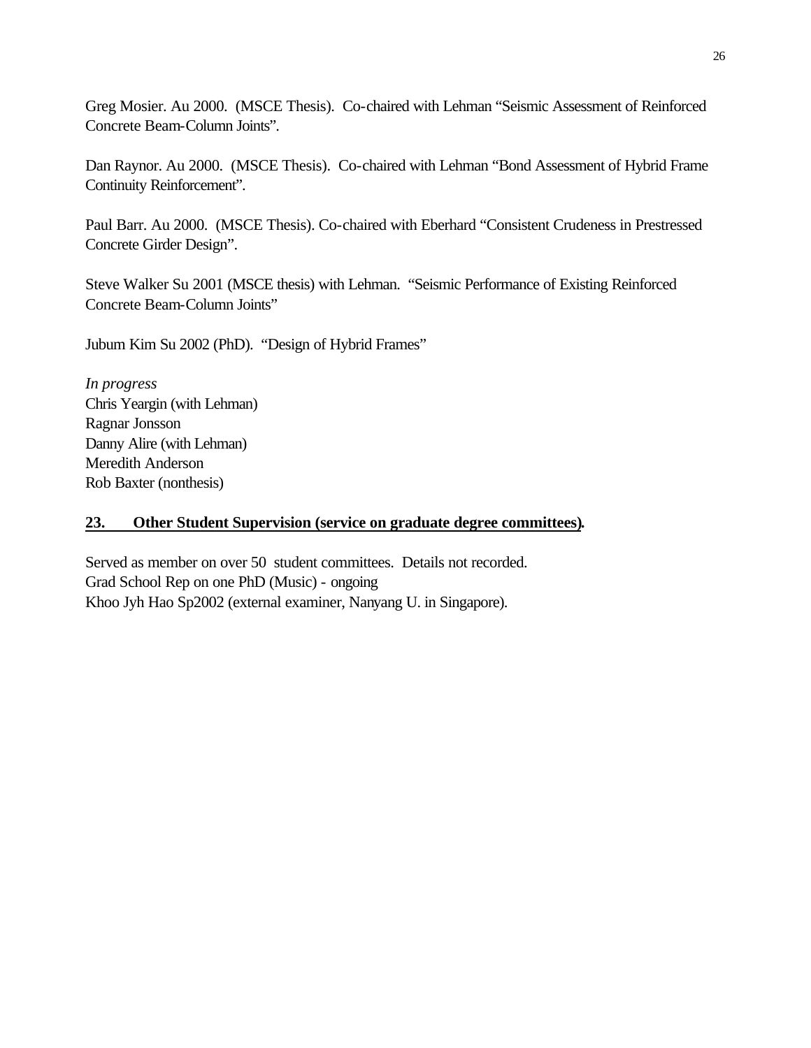Greg Mosier. Au 2000. (MSCE Thesis). Co-chaired with Lehman "Seismic Assessment of Reinforced Concrete Beam-Column Joints".

Dan Raynor. Au 2000. (MSCE Thesis). Co-chaired with Lehman "Bond Assessment of Hybrid Frame Continuity Reinforcement".

Paul Barr. Au 2000. (MSCE Thesis). Co-chaired with Eberhard "Consistent Crudeness in Prestressed Concrete Girder Design".

Steve Walker Su 2001 (MSCE thesis) with Lehman. "Seismic Performance of Existing Reinforced Concrete Beam-Column Joints"

Jubum Kim Su 2002 (PhD). "Design of Hybrid Frames"

*In progress*
Chris Yeargin (with Lehman)
Ragnar Jonsson
Danny Alire (with Lehman)
Meredith Anderson
Rob Baxter (nonthesis)

## 23. Other Student Supervision (service on graduate degree committees).

Served as member on over 50 student committees. Details not recorded.
Grad School Rep on one PhD (Music) - ongoing
Khoo Jyh Hao Sp2002 (external examiner, Nanyang U. in Singapore).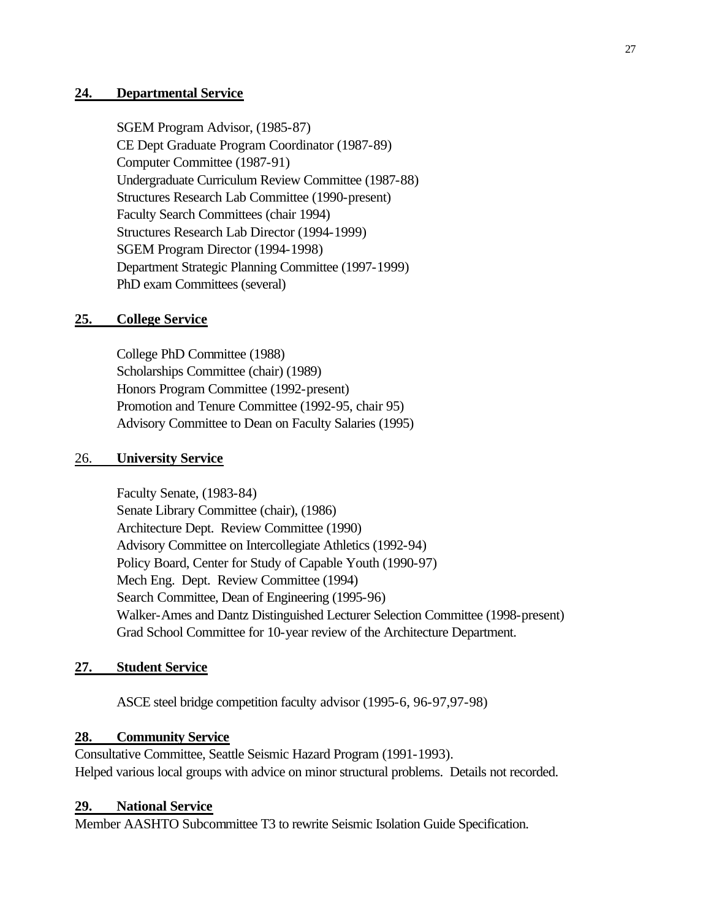## 24. Departmental Service

SGEM Program Advisor, (1985-87)
CE Dept Graduate Program Coordinator (1987-89)
Computer Committee (1987-91)
Undergraduate Curriculum Review Committee (1987-88)
Structures Research Lab Committee (1990-present)
Faculty Search Committees (chair 1994)
Structures Research Lab Director (1994-1999)
SGEM Program Director (1994-1998)
Department Strategic Planning Committee (1997-1999)
PhD exam Committees (several)

## 25. College Service

College PhD Committee (1988)
Scholarships Committee (chair) (1989)
Honors Program Committee (1992-present)
Promotion and Tenure Committee (1992-95, chair 95)
Advisory Committee to Dean on Faculty Salaries (1995)

## 26. University Service

Faculty Senate, (1983-84)
Senate Library Committee (chair), (1986)
Architecture Dept. Review Committee (1990)
Advisory Committee on Intercollegiate Athletics (1992-94)
Policy Board, Center for Study of Capable Youth (1990-97)
Mech Eng. Dept. Review Committee (1994)
Search Committee, Dean of Engineering (1995-96)
Walker-Ames and Dantz Distinguished Lecturer Selection Committee (1998-present)
Grad School Committee for 10-year review of the Architecture Department.

## 27. Student Service

ASCE steel bridge competition faculty advisor (1995-6, 96-97,97-98)

## 28. Community Service

Consultative Committee, Seattle Seismic Hazard Program (1991-1993).
Helped various local groups with advice on minor structural problems. Details not recorded.

## 29. National Service

Member AASHTO Subcommittee T3 to rewrite Seismic Isolation Guide Specification.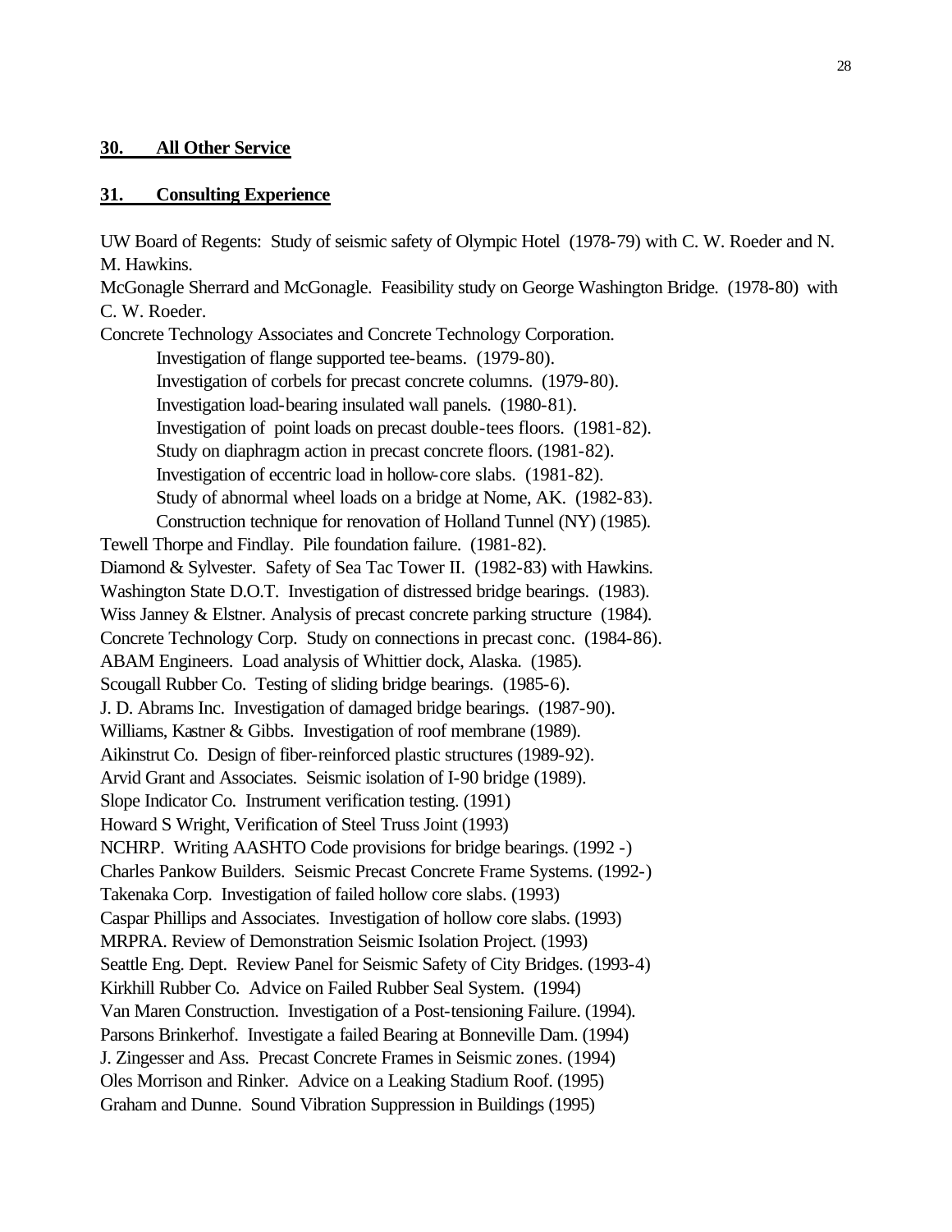## 30. All Other Service

## 31. Consulting Experience

UW Board of Regents: Study of seismic safety of Olympic Hotel (1978-79) with C. W. Roeder and N. M. Hawkins.

McGonagle Sherrard and McGonagle. Feasibility study on George Washington Bridge. (1978-80) with C. W. Roeder.

Concrete Technology Associates and Concrete Technology Corporation.

- Investigation of flange supported tee-beams. (1979-80).
- Investigation of corbels for precast concrete columns. (1979-80).
- Investigation load-bearing insulated wall panels. (1980-81).
- Investigation of point loads on precast double-tees floors. (1981-82).
- Study on diaphragm action in precast concrete floors. (1981-82).
- Investigation of eccentric load in hollow-core slabs. (1981-82).
- Study of abnormal wheel loads on a bridge at Nome, AK. (1982-83).
- Construction technique for renovation of Holland Tunnel (NY) (1985).

Tewell Thorpe and Findlay. Pile foundation failure. (1981-82).

Diamond & Sylvester. Safety of Sea Tac Tower II. (1982-83) with Hawkins.

Washington State D.O.T. Investigation of distressed bridge bearings. (1983).

Wiss Janney & Elstner. Analysis of precast concrete parking structure (1984).

Concrete Technology Corp. Study on connections in precast conc. (1984-86).

ABAM Engineers. Load analysis of Whittier dock, Alaska. (1985).

Scougall Rubber Co. Testing of sliding bridge bearings. (1985-6).

J. D. Abrams Inc. Investigation of damaged bridge bearings. (1987-90).

Williams, Kastner & Gibbs. Investigation of roof membrane (1989).

Aikinstrut Co. Design of fiber-reinforced plastic structures (1989-92).

Arvid Grant and Associates. Seismic isolation of I-90 bridge (1989).

Slope Indicator Co. Instrument verification testing. (1991)

Howard S Wright, Verification of Steel Truss Joint (1993)

NCHRP. Writing AASHTO Code provisions for bridge bearings. (1992 -)

Charles Pankow Builders. Seismic Precast Concrete Frame Systems. (1992-)

Takenaka Corp. Investigation of failed hollow core slabs. (1993)

Caspar Phillips and Associates. Investigation of hollow core slabs. (1993)

MRPRA. Review of Demonstration Seismic Isolation Project. (1993)

Seattle Eng. Dept. Review Panel for Seismic Safety of City Bridges. (1993-4)

Kirkhill Rubber Co. Advice on Failed Rubber Seal System. (1994)

Van Maren Construction. Investigation of a Post-tensioning Failure. (1994).

Parsons Brinkerhof. Investigate a failed Bearing at Bonneville Dam. (1994)

J. Zingesser and Ass. Precast Concrete Frames in Seismic zones. (1994)

Oles Morrison and Rinker. Advice on a Leaking Stadium Roof. (1995)

Graham and Dunne. Sound Vibration Suppression in Buildings (1995)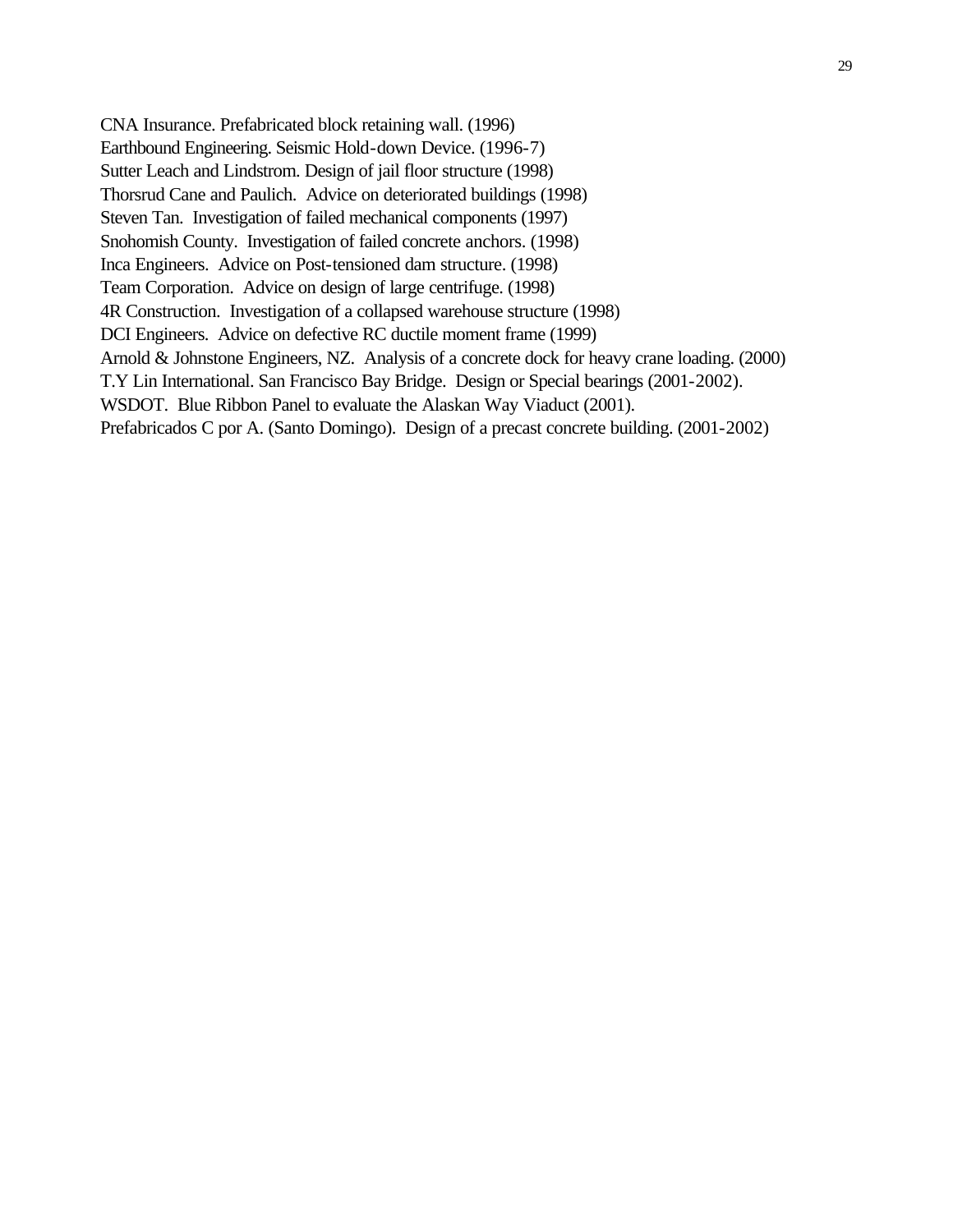CNA Insurance. Prefabricated block retaining wall. (1996)
Earthbound Engineering. Seismic Hold-down Device. (1996-7)
Sutter Leach and Lindstrom. Design of jail floor structure (1998)
Thorsrud Cane and Paulich. Advice on deteriorated buildings (1998)
Steven Tan. Investigation of failed mechanical components (1997)
Snohomish County. Investigation of failed concrete anchors. (1998)
Inca Engineers. Advice on Post-tensioned dam structure. (1998)
Team Corporation. Advice on design of large centrifuge. (1998)
4R Construction. Investigation of a collapsed warehouse structure (1998)
DCI Engineers. Advice on defective RC ductile moment frame (1999)
Arnold & Johnstone Engineers, NZ. Analysis of a concrete dock for heavy crane loading. (2000)
T.Y Lin International. San Francisco Bay Bridge. Design or Special bearings (2001-2002).
WSDOT. Blue Ribbon Panel to evaluate the Alaskan Way Viaduct (2001).
Prefabricados C por A. (Santo Domingo). Design of a precast concrete building. (2001-2002)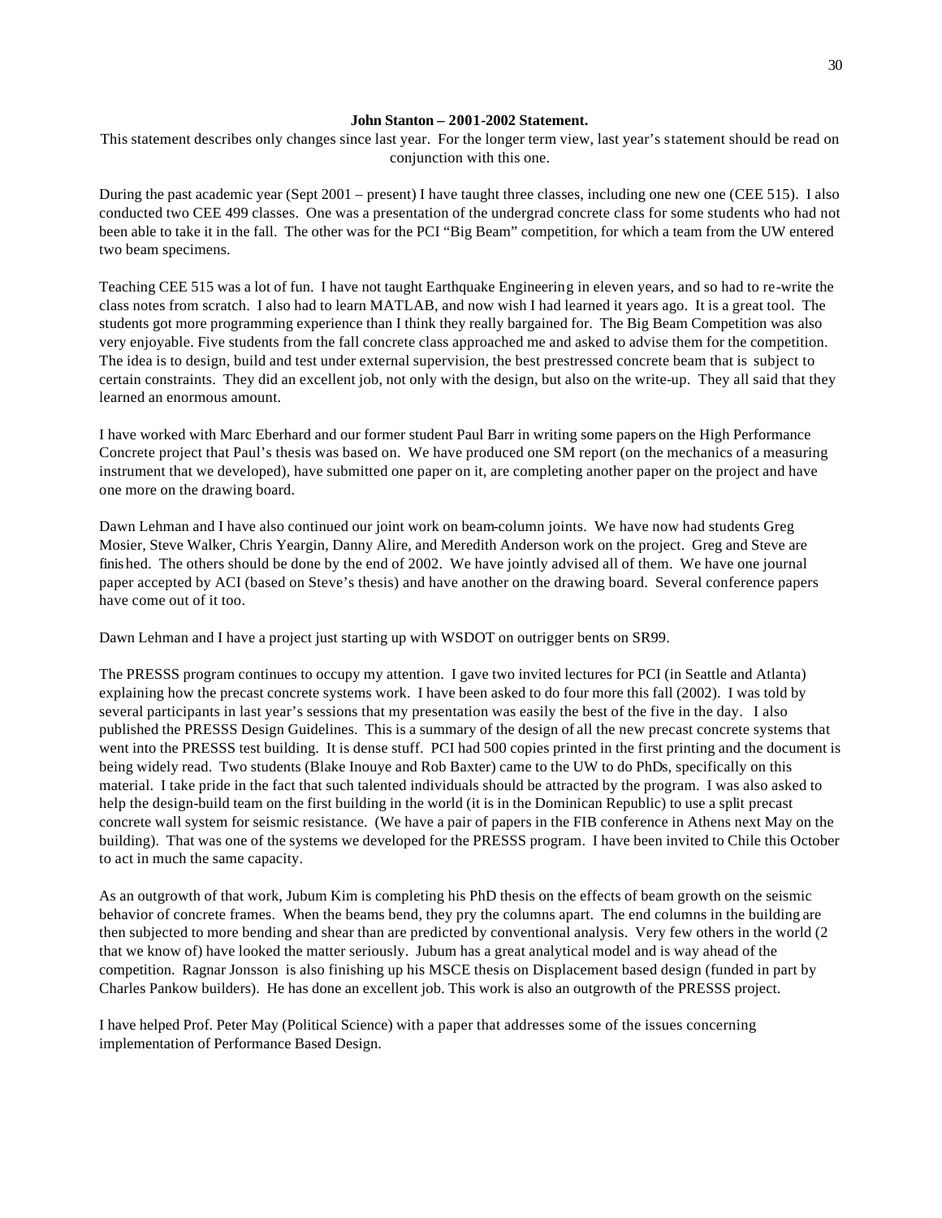**John Stanton – 2001-2002 Statement.**

This statement describes only changes since last year. For the longer term view, last year's statement should be read on conjunction with this one.

During the past academic year (Sept 2001 – present) I have taught three classes, including one new one (CEE 515). I also conducted two CEE 499 classes. One was a presentation of the undergrad concrete class for some students who had not been able to take it in the fall. The other was for the PCI "Big Beam" competition, for which a team from the UW entered two beam specimens.

Teaching CEE 515 was a lot of fun. I have not taught Earthquake Engineering in eleven years, and so had to re-write the class notes from scratch. I also had to learn MATLAB, and now wish I had learned it years ago. It is a great tool. The students got more programming experience than I think they really bargained for. The Big Beam Competition was also very enjoyable. Five students from the fall concrete class approached me and asked to advise them for the competition. The idea is to design, build and test under external supervision, the best prestressed concrete beam that is subject to certain constraints. They did an excellent job, not only with the design, but also on the write-up. They all said that they learned an enormous amount.

I have worked with Marc Eberhard and our former student Paul Barr in writing some papers on the High Performance Concrete project that Paul's thesis was based on. We have produced one SM report (on the mechanics of a measuring instrument that we developed), have submitted one paper on it, are completing another paper on the project and have one more on the drawing board.

Dawn Lehman and I have also continued our joint work on beam-column joints. We have now had students Greg Mosier, Steve Walker, Chris Yeargin, Danny Alire, and Meredith Anderson work on the project. Greg and Steve are finished. The others should be done by the end of 2002. We have jointly advised all of them. We have one journal paper accepted by ACI (based on Steve's thesis) and have another on the drawing board. Several conference papers have come out of it too.

Dawn Lehman and I have a project just starting up with WSDOT on outrigger bents on SR99.

The PRESSS program continues to occupy my attention. I gave two invited lectures for PCI (in Seattle and Atlanta) explaining how the precast concrete systems work. I have been asked to do four more this fall (2002). I was told by several participants in last year's sessions that my presentation was easily the best of the five in the day. I also published the PRESSS Design Guidelines. This is a summary of the design of all the new precast concrete systems that went into the PRESSS test building. It is dense stuff. PCI had 500 copies printed in the first printing and the document is being widely read. Two students (Blake Inouye and Rob Baxter) came to the UW to do PhDs, specifically on this material. I take pride in the fact that such talented individuals should be attracted by the program. I was also asked to help the design-build team on the first building in the world (it is in the Dominican Republic) to use a split precast concrete wall system for seismic resistance. (We have a pair of papers in the FIB conference in Athens next May on the building). That was one of the systems we developed for the PRESSS program. I have been invited to Chile this October to act in much the same capacity.

As an outgrowth of that work, Jubum Kim is completing his PhD thesis on the effects of beam growth on the seismic behavior of concrete frames. When the beams bend, they pry the columns apart. The end columns in the building are then subjected to more bending and shear than are predicted by conventional analysis. Very few others in the world (2 that we know of) have looked the matter seriously. Jubum has a great analytical model and is way ahead of the competition. Ragnar Jonsson is also finishing up his MSCE thesis on Displacement based design (funded in part by Charles Pankow builders). He has done an excellent job. This work is also an outgrowth of the PRESSS project.

I have helped Prof. Peter May (Political Science) with a paper that addresses some of the issues concerning implementation of Performance Based Design.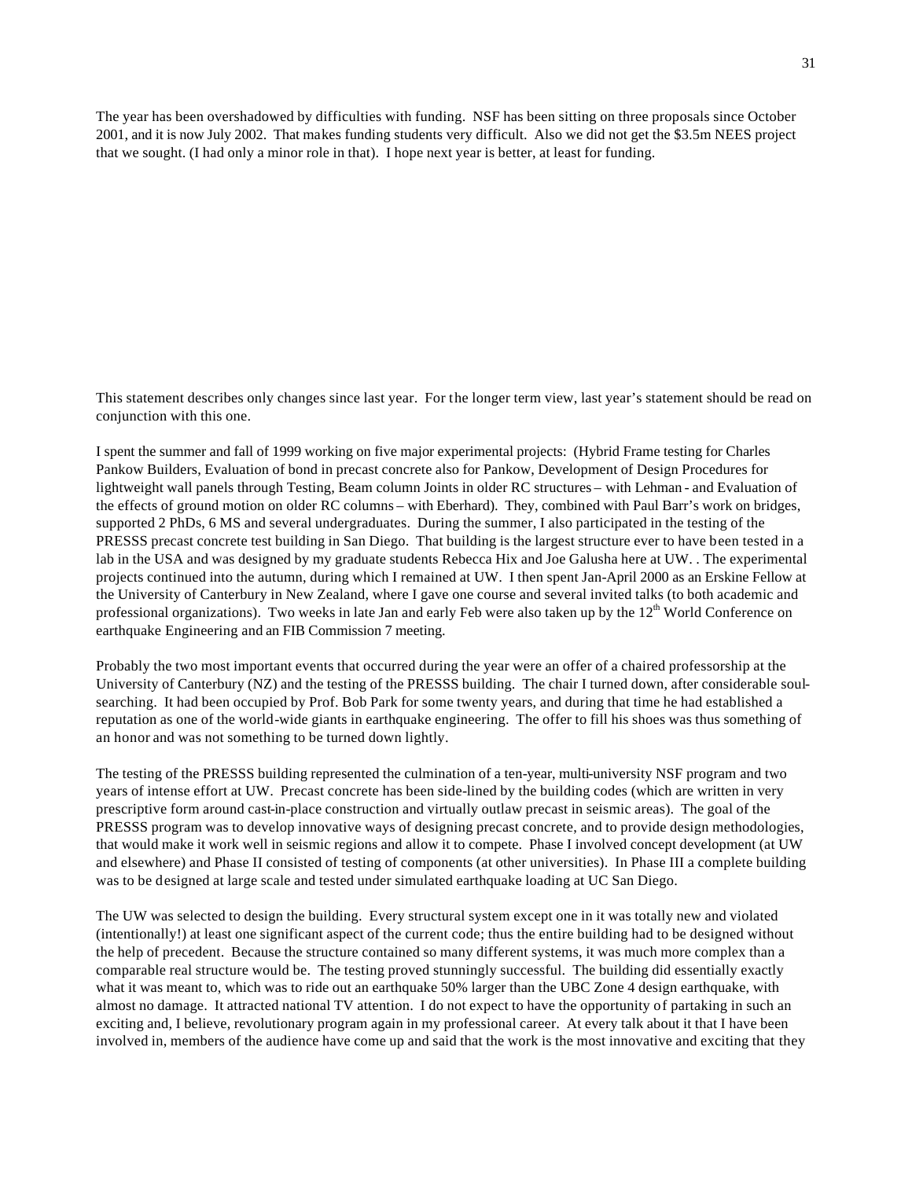The year has been overshadowed by difficulties with funding. NSF has been sitting on three proposals since October 2001, and it is now July 2002. That makes funding students very difficult. Also we did not get the $3.5m NEES project that we sought. (I had only a minor role in that). I hope next year is better, at least for funding.

This statement describes only changes since last year. For the longer term view, last year's statement should be read on conjunction with this one.

I spent the summer and fall of 1999 working on five major experimental projects: (Hybrid Frame testing for Charles Pankow Builders, Evaluation of bond in precast concrete also for Pankow, Development of Design Procedures for lightweight wall panels through Testing, Beam column Joints in older RC structures – with Lehman - and Evaluation of the effects of ground motion on older RC columns – with Eberhard). They, combined with Paul Barr's work on bridges, supported 2 PhDs, 6 MS and several undergraduates. During the summer, I also participated in the testing of the PRESSS precast concrete test building in San Diego. That building is the largest structure ever to have been tested in a lab in the USA and was designed by my graduate students Rebecca Hix and Joe Galusha here at UW. . The experimental projects continued into the autumn, during which I remained at UW. I then spent Jan-April 2000 as an Erskine Fellow at the University of Canterbury in New Zealand, where I gave one course and several invited talks (to both academic and professional organizations). Two weeks in late Jan and early Feb were also taken up by the 12th World Conference on earthquake Engineering and an FIB Commission 7 meeting.

Probably the two most important events that occurred during the year were an offer of a chaired professorship at the University of Canterbury (NZ) and the testing of the PRESSS building. The chair I turned down, after considerable soul-searching. It had been occupied by Prof. Bob Park for some twenty years, and during that time he had established a reputation as one of the world-wide giants in earthquake engineering. The offer to fill his shoes was thus something of an honor and was not something to be turned down lightly.

The testing of the PRESSS building represented the culmination of a ten-year, multi-university NSF program and two years of intense effort at UW. Precast concrete has been side-lined by the building codes (which are written in very prescriptive form around cast-in-place construction and virtually outlaw precast in seismic areas). The goal of the PRESSS program was to develop innovative ways of designing precast concrete, and to provide design methodologies, that would make it work well in seismic regions and allow it to compete. Phase I involved concept development (at UW and elsewhere) and Phase II consisted of testing of components (at other universities). In Phase III a complete building was to be designed at large scale and tested under simulated earthquake loading at UC San Diego.

The UW was selected to design the building. Every structural system except one in it was totally new and violated (intentionally!) at least one significant aspect of the current code; thus the entire building had to be designed without the help of precedent. Because the structure contained so many different systems, it was much more complex than a comparable real structure would be. The testing proved stunningly successful. The building did essentially exactly what it was meant to, which was to ride out an earthquake 50% larger than the UBC Zone 4 design earthquake, with almost no damage. It attracted national TV attention. I do not expect to have the opportunity of partaking in such an exciting and, I believe, revolutionary program again in my professional career. At every talk about it that I have been involved in, members of the audience have come up and said that the work is the most innovative and exciting that they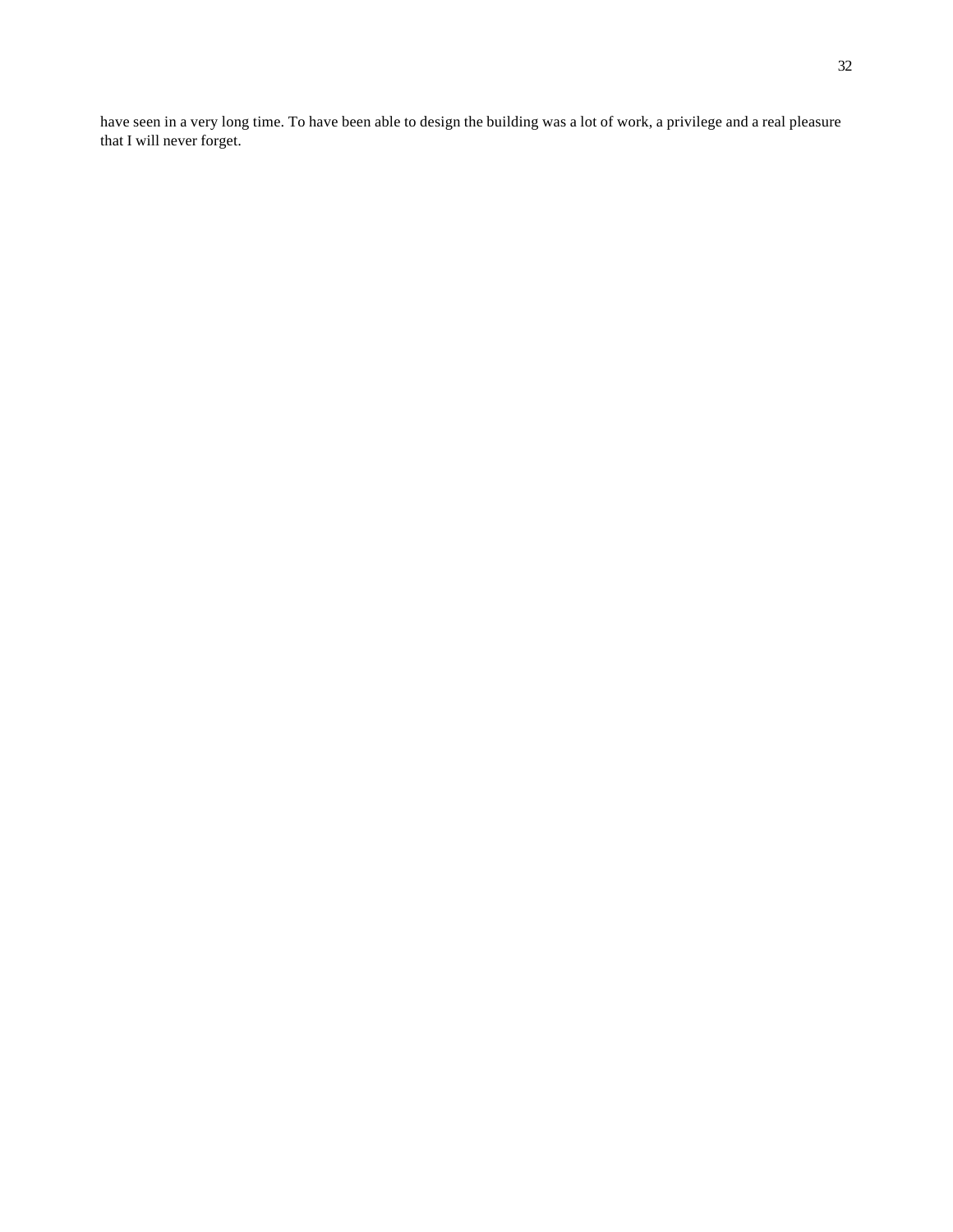have seen in a very long time. To have been able to design the building was a lot of work, a privilege and a real pleasure that I will never forget.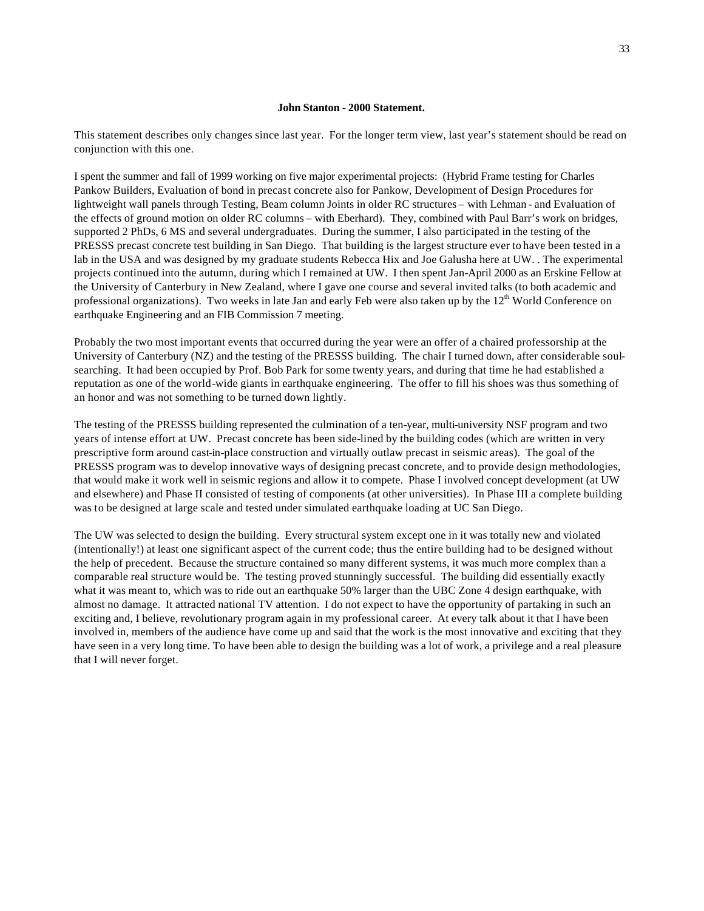**John Stanton - 2000 Statement.**

This statement describes only changes since last year. For the longer term view, last year's statement should be read on conjunction with this one.

I spent the summer and fall of 1999 working on five major experimental projects: (Hybrid Frame testing for Charles Pankow Builders, Evaluation of bond in precast concrete also for Pankow, Development of Design Procedures for lightweight wall panels through Testing, Beam column Joints in older RC structures – with Lehman - and Evaluation of the effects of ground motion on older RC columns – with Eberhard). They, combined with Paul Barr's work on bridges, supported 2 PhDs, 6 MS and several undergraduates. During the summer, I also participated in the testing of the PRESSS precast concrete test building in San Diego. That building is the largest structure ever to have been tested in a lab in the USA and was designed by my graduate students Rebecca Hix and Joe Galusha here at UW. . The experimental projects continued into the autumn, during which I remained at UW. I then spent Jan-April 2000 as an Erskine Fellow at the University of Canterbury in New Zealand, where I gave one course and several invited talks (to both academic and professional organizations). Two weeks in late Jan and early Feb were also taken up by the 12th World Conference on earthquake Engineering and an FIB Commission 7 meeting.

Probably the two most important events that occurred during the year were an offer of a chaired professorship at the University of Canterbury (NZ) and the testing of the PRESSS building. The chair I turned down, after considerable soul-searching. It had been occupied by Prof. Bob Park for some twenty years, and during that time he had established a reputation as one of the world-wide giants in earthquake engineering. The offer to fill his shoes was thus something of an honor and was not something to be turned down lightly.

The testing of the PRESSS building represented the culmination of a ten-year, multi-university NSF program and two years of intense effort at UW. Precast concrete has been side-lined by the building codes (which are written in very prescriptive form around cast-in-place construction and virtually outlaw precast in seismic areas). The goal of the PRESSS program was to develop innovative ways of designing precast concrete, and to provide design methodologies, that would make it work well in seismic regions and allow it to compete. Phase I involved concept development (at UW and elsewhere) and Phase II consisted of testing of components (at other universities). In Phase III a complete building was to be designed at large scale and tested under simulated earthquake loading at UC San Diego.

The UW was selected to design the building. Every structural system except one in it was totally new and violated (intentionally!) at least one significant aspect of the current code; thus the entire building had to be designed without the help of precedent. Because the structure contained so many different systems, it was much more complex than a comparable real structure would be. The testing proved stunningly successful. The building did essentially exactly what it was meant to, which was to ride out an earthquake 50% larger than the UBC Zone 4 design earthquake, with almost no damage. It attracted national TV attention. I do not expect to have the opportunity of partaking in such an exciting and, I believe, revolutionary program again in my professional career. At every talk about it that I have been involved in, members of the audience have come up and said that the work is the most innovative and exciting that they have seen in a very long time. To have been able to design the building was a lot of work, a privilege and a real pleasure that I will never forget.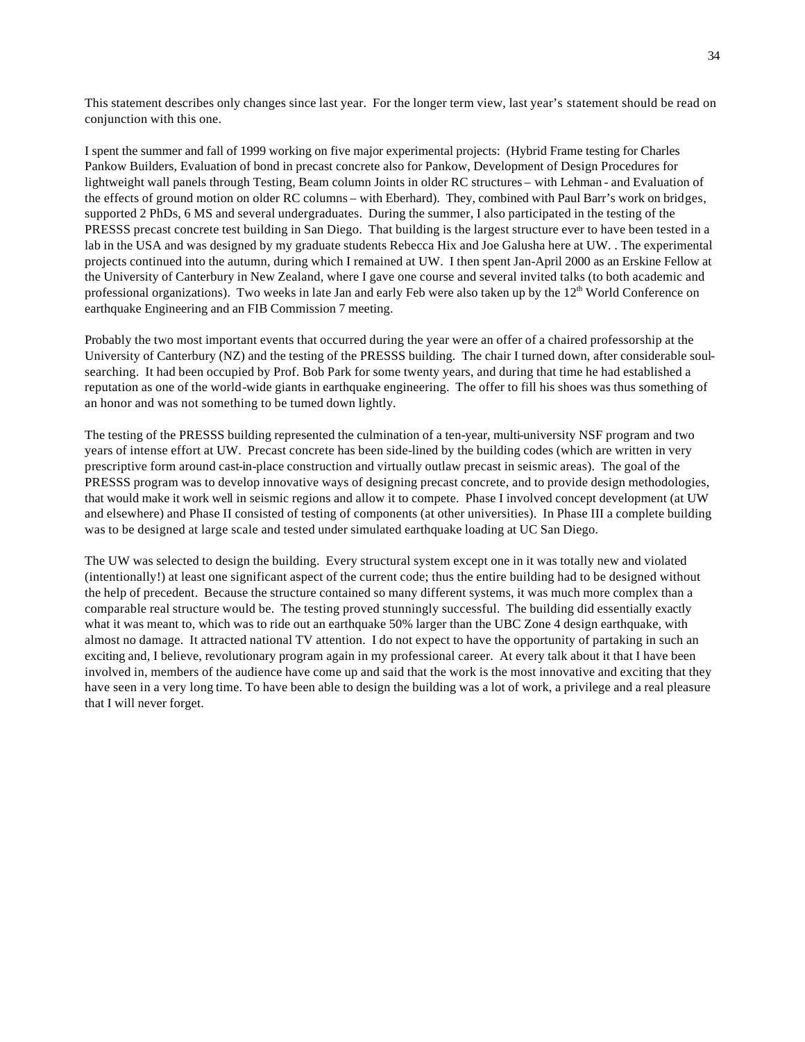This statement describes only changes since last year. For the longer term view, last year's statement should be read on conjunction with this one.

I spent the summer and fall of 1999 working on five major experimental projects: (Hybrid Frame testing for Charles Pankow Builders, Evaluation of bond in precast concrete also for Pankow, Development of Design Procedures for lightweight wall panels through Testing, Beam column Joints in older RC structures – with Lehman - and Evaluation of the effects of ground motion on older RC columns – with Eberhard). They, combined with Paul Barr's work on bridges, supported 2 PhDs, 6 MS and several undergraduates. During the summer, I also participated in the testing of the PRESSS precast concrete test building in San Diego. That building is the largest structure ever to have been tested in a lab in the USA and was designed by my graduate students Rebecca Hix and Joe Galusha here at UW. . The experimental projects continued into the autumn, during which I remained at UW. I then spent Jan-April 2000 as an Erskine Fellow at the University of Canterbury in New Zealand, where I gave one course and several invited talks (to both academic and professional organizations). Two weeks in late Jan and early Feb were also taken up by the 12th World Conference on earthquake Engineering and an FIB Commission 7 meeting.

Probably the two most important events that occurred during the year were an offer of a chaired professorship at the University of Canterbury (NZ) and the testing of the PRESSS building. The chair I turned down, after considerable soul-searching. It had been occupied by Prof. Bob Park for some twenty years, and during that time he had established a reputation as one of the world-wide giants in earthquake engineering. The offer to fill his shoes was thus something of an honor and was not something to be turned down lightly.

The testing of the PRESSS building represented the culmination of a ten-year, multi-university NSF program and two years of intense effort at UW. Precast concrete has been side-lined by the building codes (which are written in very prescriptive form around cast-in-place construction and virtually outlaw precast in seismic areas). The goal of the PRESSS program was to develop innovative ways of designing precast concrete, and to provide design methodologies, that would make it work well in seismic regions and allow it to compete. Phase I involved concept development (at UW and elsewhere) and Phase II consisted of testing of components (at other universities). In Phase III a complete building was to be designed at large scale and tested under simulated earthquake loading at UC San Diego.

The UW was selected to design the building. Every structural system except one in it was totally new and violated (intentionally!) at least one significant aspect of the current code; thus the entire building had to be designed without the help of precedent. Because the structure contained so many different systems, it was much more complex than a comparable real structure would be. The testing proved stunningly successful. The building did essentially exactly what it was meant to, which was to ride out an earthquake 50% larger than the UBC Zone 4 design earthquake, with almost no damage. It attracted national TV attention. I do not expect to have the opportunity of partaking in such an exciting and, I believe, revolutionary program again in my professional career. At every talk about it that I have been involved in, members of the audience have come up and said that the work is the most innovative and exciting that they have seen in a very long time. To have been able to design the building was a lot of work, a privilege and a real pleasure that I will never forget.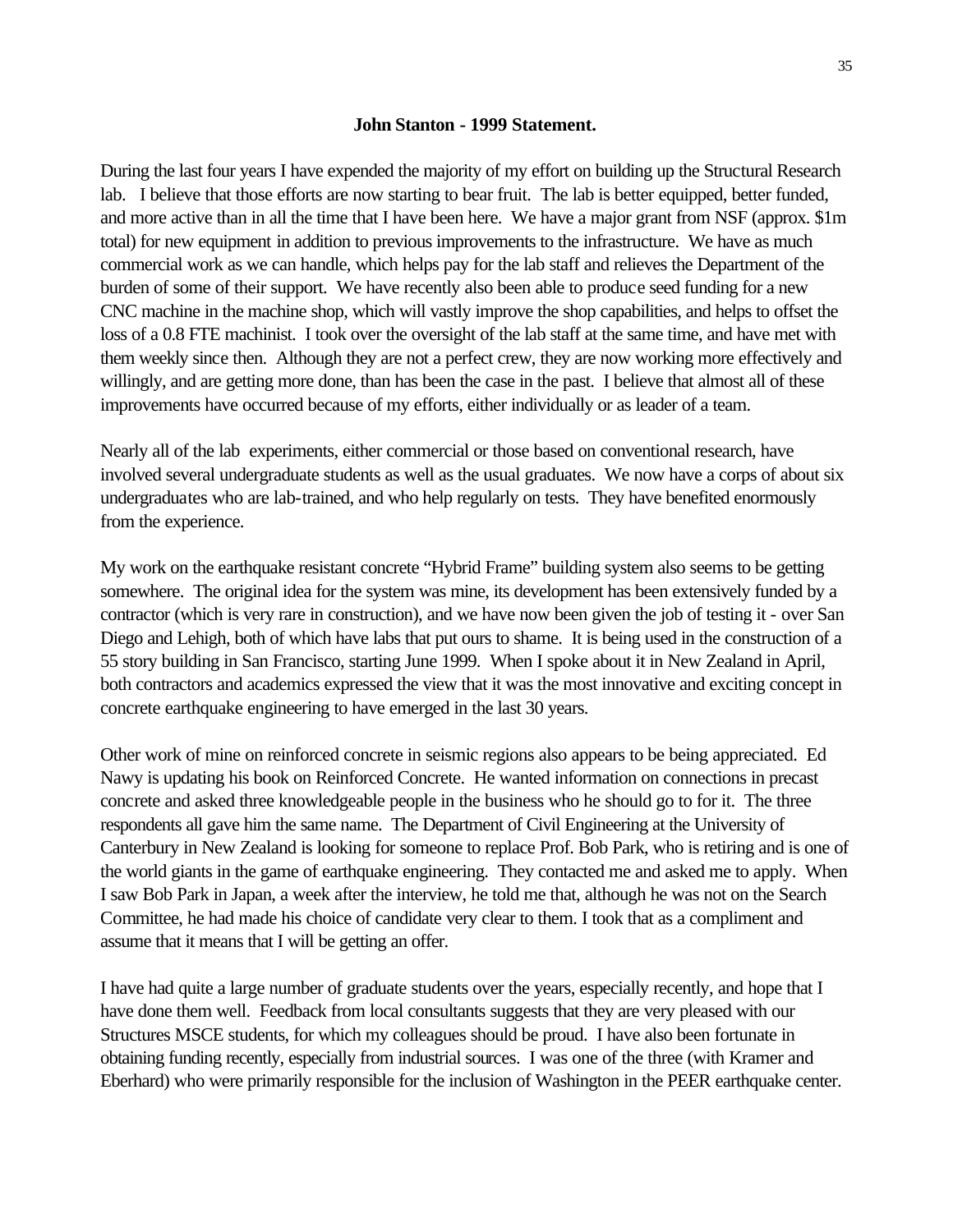**John Stanton - 1999 Statement.**

During the last four years I have expended the majority of my effort on building up the Structural Research lab. I believe that those efforts are now starting to bear fruit. The lab is better equipped, better funded, and more active than in all the time that I have been here. We have a major grant from NSF (approx. $1m total) for new equipment in addition to previous improvements to the infrastructure. We have as much commercial work as we can handle, which helps pay for the lab staff and relieves the Department of the burden of some of their support. We have recently also been able to produce seed funding for a new CNC machine in the machine shop, which will vastly improve the shop capabilities, and helps to offset the loss of a 0.8 FTE machinist. I took over the oversight of the lab staff at the same time, and have met with them weekly since then. Although they are not a perfect crew, they are now working more effectively and willingly, and are getting more done, than has been the case in the past. I believe that almost all of these improvements have occurred because of my efforts, either individually or as leader of a team.

Nearly all of the lab experiments, either commercial or those based on conventional research, have involved several undergraduate students as well as the usual graduates. We now have a corps of about six undergraduates who are lab-trained, and who help regularly on tests. They have benefited enormously from the experience.

My work on the earthquake resistant concrete "Hybrid Frame" building system also seems to be getting somewhere. The original idea for the system was mine, its development has been extensively funded by a contractor (which is very rare in construction), and we have now been given the job of testing it - over San Diego and Lehigh, both of which have labs that put ours to shame. It is being used in the construction of a 55 story building in San Francisco, starting June 1999. When I spoke about it in New Zealand in April, both contractors and academics expressed the view that it was the most innovative and exciting concept in concrete earthquake engineering to have emerged in the last 30 years.

Other work of mine on reinforced concrete in seismic regions also appears to be being appreciated. Ed Nawy is updating his book on Reinforced Concrete. He wanted information on connections in precast concrete and asked three knowledgeable people in the business who he should go to for it. The three respondents all gave him the same name. The Department of Civil Engineering at the University of Canterbury in New Zealand is looking for someone to replace Prof. Bob Park, who is retiring and is one of the world giants in the game of earthquake engineering. They contacted me and asked me to apply. When I saw Bob Park in Japan, a week after the interview, he told me that, although he was not on the Search Committee, he had made his choice of candidate very clear to them. I took that as a compliment and assume that it means that I will be getting an offer.

I have had quite a large number of graduate students over the years, especially recently, and hope that I have done them well. Feedback from local consultants suggests that they are very pleased with our Structures MSCE students, for which my colleagues should be proud. I have also been fortunate in obtaining funding recently, especially from industrial sources. I was one of the three (with Kramer and Eberhard) who were primarily responsible for the inclusion of Washington in the PEER earthquake center.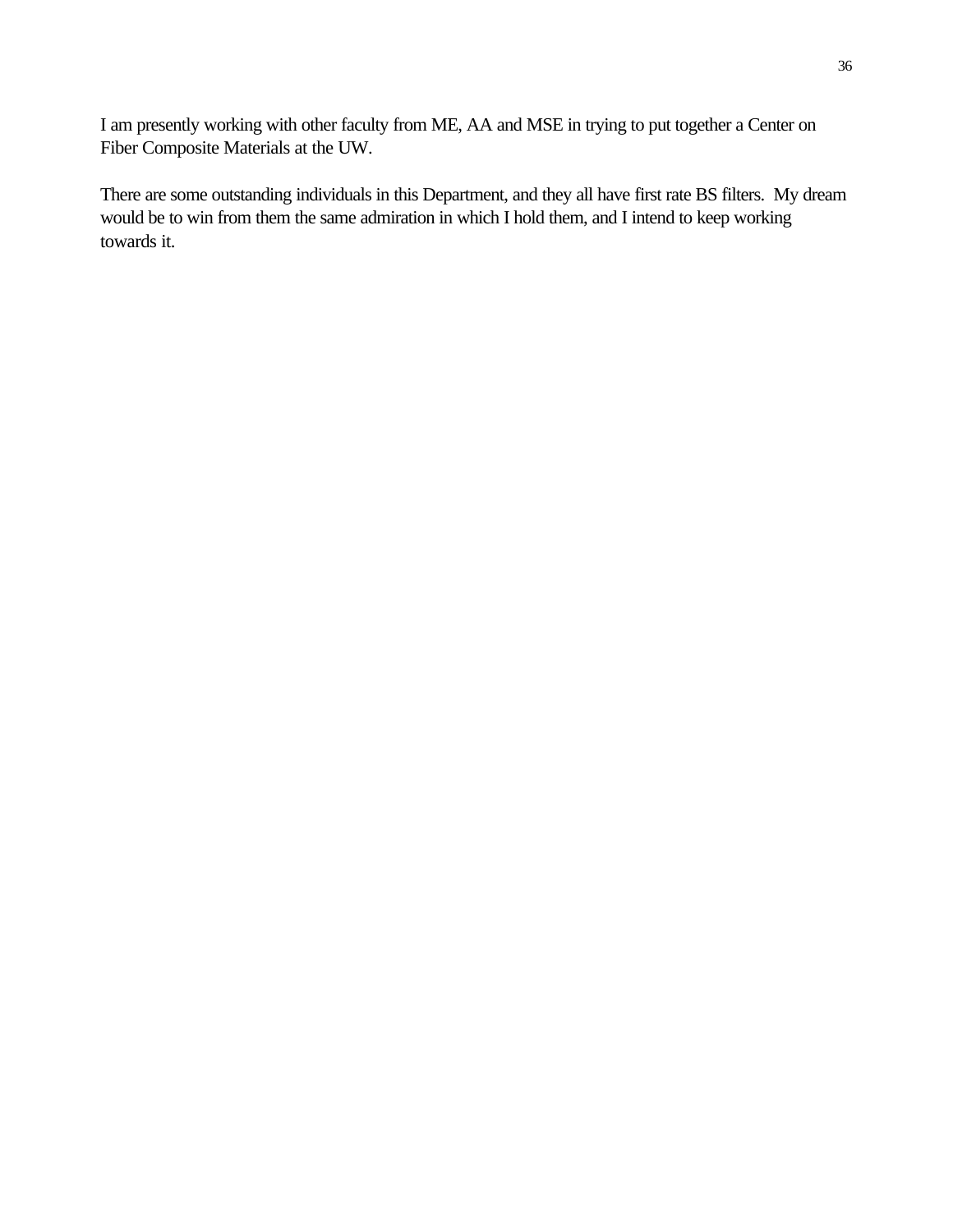I am presently working with other faculty from ME, AA and MSE in trying to put together a Center on Fiber Composite Materials at the UW.

There are some outstanding individuals in this Department, and they all have first rate BS filters. My dream would be to win from them the same admiration in which I hold them, and I intend to keep working towards it.